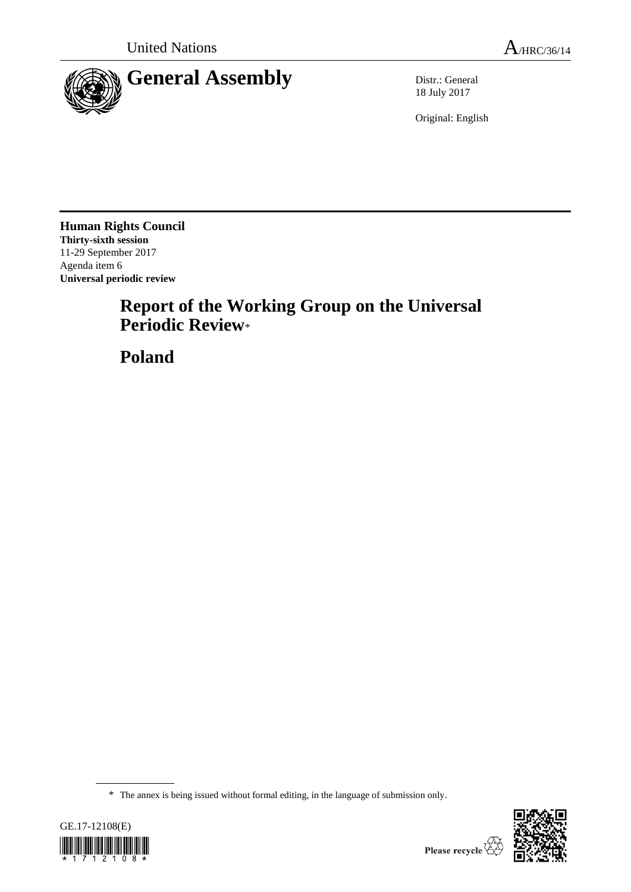United Nations

A/HRC/36/14

# General Assembly

Distr.: General
18 July 2017

Original: English

**Human Rights Council**
**Thirty-sixth session**
11-29 September 2017
Agenda item 6
**Universal periodic review**

# Report of the Working Group on the Universal Periodic Review*

# Poland

* The annex is being issued without formal editing, in the language of submission only.

GE.17-12108(E)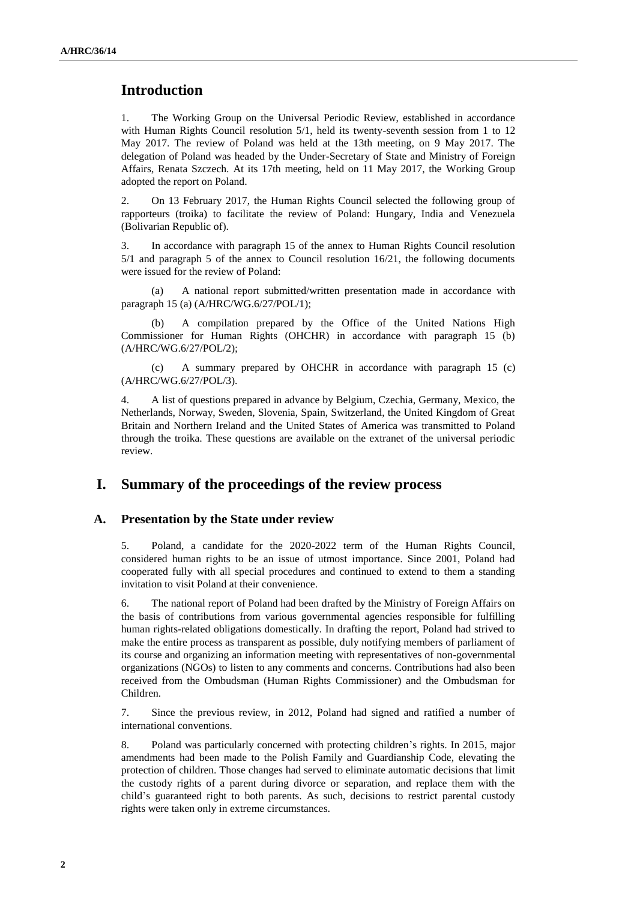## Introduction

1. The Working Group on the Universal Periodic Review, established in accordance with Human Rights Council resolution 5/1, held its twenty-seventh session from 1 to 12 May 2017. The review of Poland was held at the 13th meeting, on 9 May 2017. The delegation of Poland was headed by the Under-Secretary of State and Ministry of Foreign Affairs, Renata Szczech. At its 17th meeting, held on 11 May 2017, the Working Group adopted the report on Poland.

2. On 13 February 2017, the Human Rights Council selected the following group of rapporteurs (troika) to facilitate the review of Poland: Hungary, India and Venezuela (Bolivarian Republic of).

3. In accordance with paragraph 15 of the annex to Human Rights Council resolution 5/1 and paragraph 5 of the annex to Council resolution 16/21, the following documents were issued for the review of Poland:

(a) A national report submitted/written presentation made in accordance with paragraph 15 (a) (A/HRC/WG.6/27/POL/1);

(b) A compilation prepared by the Office of the United Nations High Commissioner for Human Rights (OHCHR) in accordance with paragraph 15 (b) (A/HRC/WG.6/27/POL/2);

(c) A summary prepared by OHCHR in accordance with paragraph 15 (c) (A/HRC/WG.6/27/POL/3).

4. A list of questions prepared in advance by Belgium, Czechia, Germany, Mexico, the Netherlands, Norway, Sweden, Slovenia, Spain, Switzerland, the United Kingdom of Great Britain and Northern Ireland and the United States of America was transmitted to Poland through the troika. These questions are available on the extranet of the universal periodic review.

# I. Summary of the proceedings of the review process

## A. Presentation by the State under review

5. Poland, a candidate for the 2020-2022 term of the Human Rights Council, considered human rights to be an issue of utmost importance. Since 2001, Poland had cooperated fully with all special procedures and continued to extend to them a standing invitation to visit Poland at their convenience.

6. The national report of Poland had been drafted by the Ministry of Foreign Affairs on the basis of contributions from various governmental agencies responsible for fulfilling human rights-related obligations domestically. In drafting the report, Poland had strived to make the entire process as transparent as possible, duly notifying members of parliament of its course and organizing an information meeting with representatives of non-governmental organizations (NGOs) to listen to any comments and concerns. Contributions had also been received from the Ombudsman (Human Rights Commissioner) and the Ombudsman for Children.

7. Since the previous review, in 2012, Poland had signed and ratified a number of international conventions.

8. Poland was particularly concerned with protecting children's rights. In 2015, major amendments had been made to the Polish Family and Guardianship Code, elevating the protection of children. Those changes had served to eliminate automatic decisions that limit the custody rights of a parent during divorce or separation, and replace them with the child's guaranteed right to both parents. As such, decisions to restrict parental custody rights were taken only in extreme circumstances.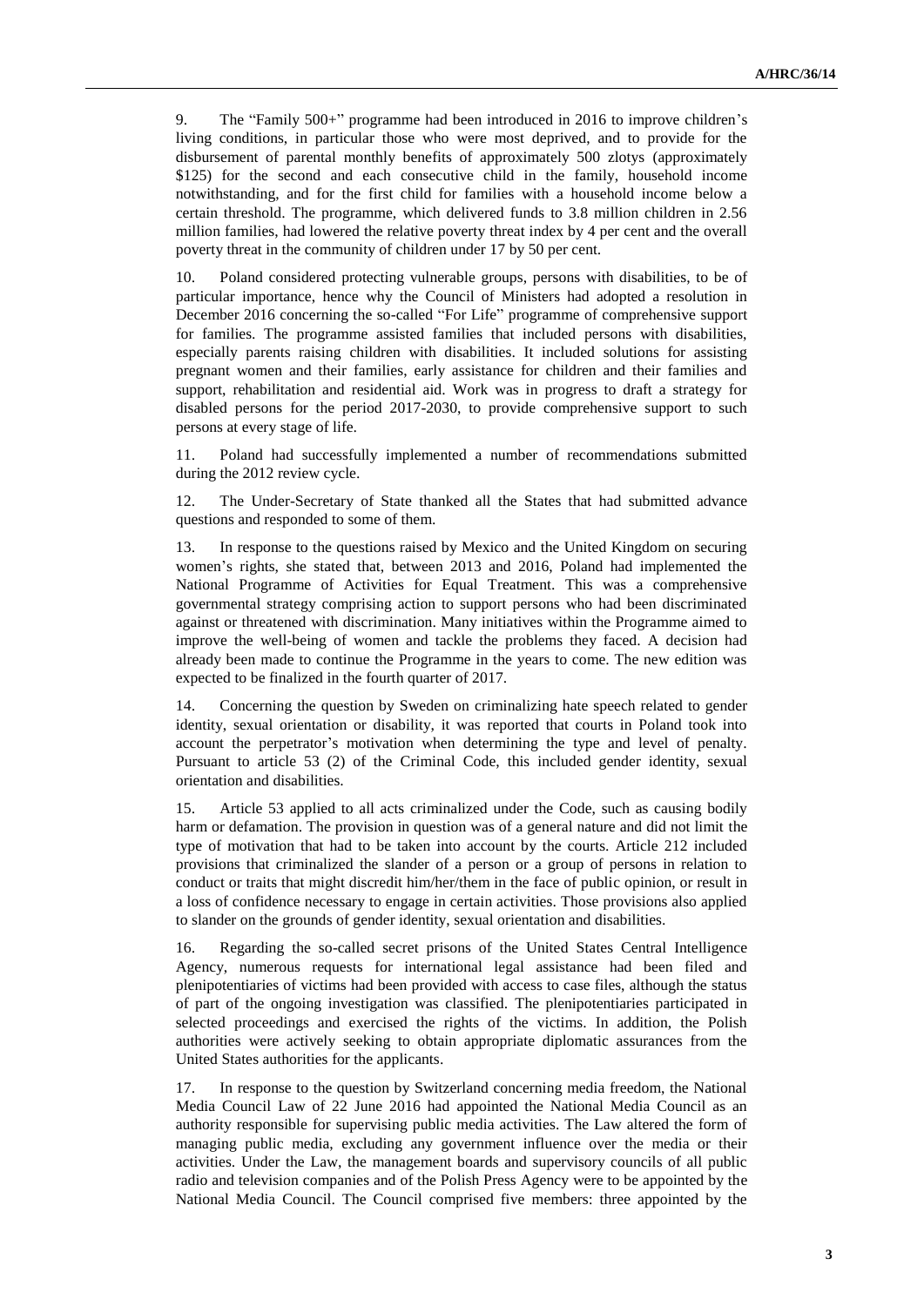9. The "Family 500+" programme had been introduced in 2016 to improve children's living conditions, in particular those who were most deprived, and to provide for the disbursement of parental monthly benefits of approximately 500 zlotys (approximately $125) for the second and each consecutive child in the family, household income notwithstanding, and for the first child for families with a household income below a certain threshold. The programme, which delivered funds to 3.8 million children in 2.56 million families, had lowered the relative poverty threat index by 4 per cent and the overall poverty threat in the community of children under 17 by 50 per cent.

10. Poland considered protecting vulnerable groups, persons with disabilities, to be of particular importance, hence why the Council of Ministers had adopted a resolution in December 2016 concerning the so-called "For Life" programme of comprehensive support for families. The programme assisted families that included persons with disabilities, especially parents raising children with disabilities. It included solutions for assisting pregnant women and their families, early assistance for children and their families and support, rehabilitation and residential aid. Work was in progress to draft a strategy for disabled persons for the period 2017-2030, to provide comprehensive support to such persons at every stage of life.

11. Poland had successfully implemented a number of recommendations submitted during the 2012 review cycle.

12. The Under-Secretary of State thanked all the States that had submitted advance questions and responded to some of them.

13. In response to the questions raised by Mexico and the United Kingdom on securing women's rights, she stated that, between 2013 and 2016, Poland had implemented the National Programme of Activities for Equal Treatment. This was a comprehensive governmental strategy comprising action to support persons who had been discriminated against or threatened with discrimination. Many initiatives within the Programme aimed to improve the well-being of women and tackle the problems they faced. A decision had already been made to continue the Programme in the years to come. The new edition was expected to be finalized in the fourth quarter of 2017.

14. Concerning the question by Sweden on criminalizing hate speech related to gender identity, sexual orientation or disability, it was reported that courts in Poland took into account the perpetrator's motivation when determining the type and level of penalty. Pursuant to article 53 (2) of the Criminal Code, this included gender identity, sexual orientation and disabilities.

15. Article 53 applied to all acts criminalized under the Code, such as causing bodily harm or defamation. The provision in question was of a general nature and did not limit the type of motivation that had to be taken into account by the courts. Article 212 included provisions that criminalized the slander of a person or a group of persons in relation to conduct or traits that might discredit him/her/them in the face of public opinion, or result in a loss of confidence necessary to engage in certain activities. Those provisions also applied to slander on the grounds of gender identity, sexual orientation and disabilities.

16. Regarding the so-called secret prisons of the United States Central Intelligence Agency, numerous requests for international legal assistance had been filed and plenipotentiaries of victims had been provided with access to case files, although the status of part of the ongoing investigation was classified. The plenipotentiaries participated in selected proceedings and exercised the rights of the victims. In addition, the Polish authorities were actively seeking to obtain appropriate diplomatic assurances from the United States authorities for the applicants.

17. In response to the question by Switzerland concerning media freedom, the National Media Council Law of 22 June 2016 had appointed the National Media Council as an authority responsible for supervising public media activities. The Law altered the form of managing public media, excluding any government influence over the media or their activities. Under the Law, the management boards and supervisory councils of all public radio and television companies and of the Polish Press Agency were to be appointed by the National Media Council. The Council comprised five members: three appointed by the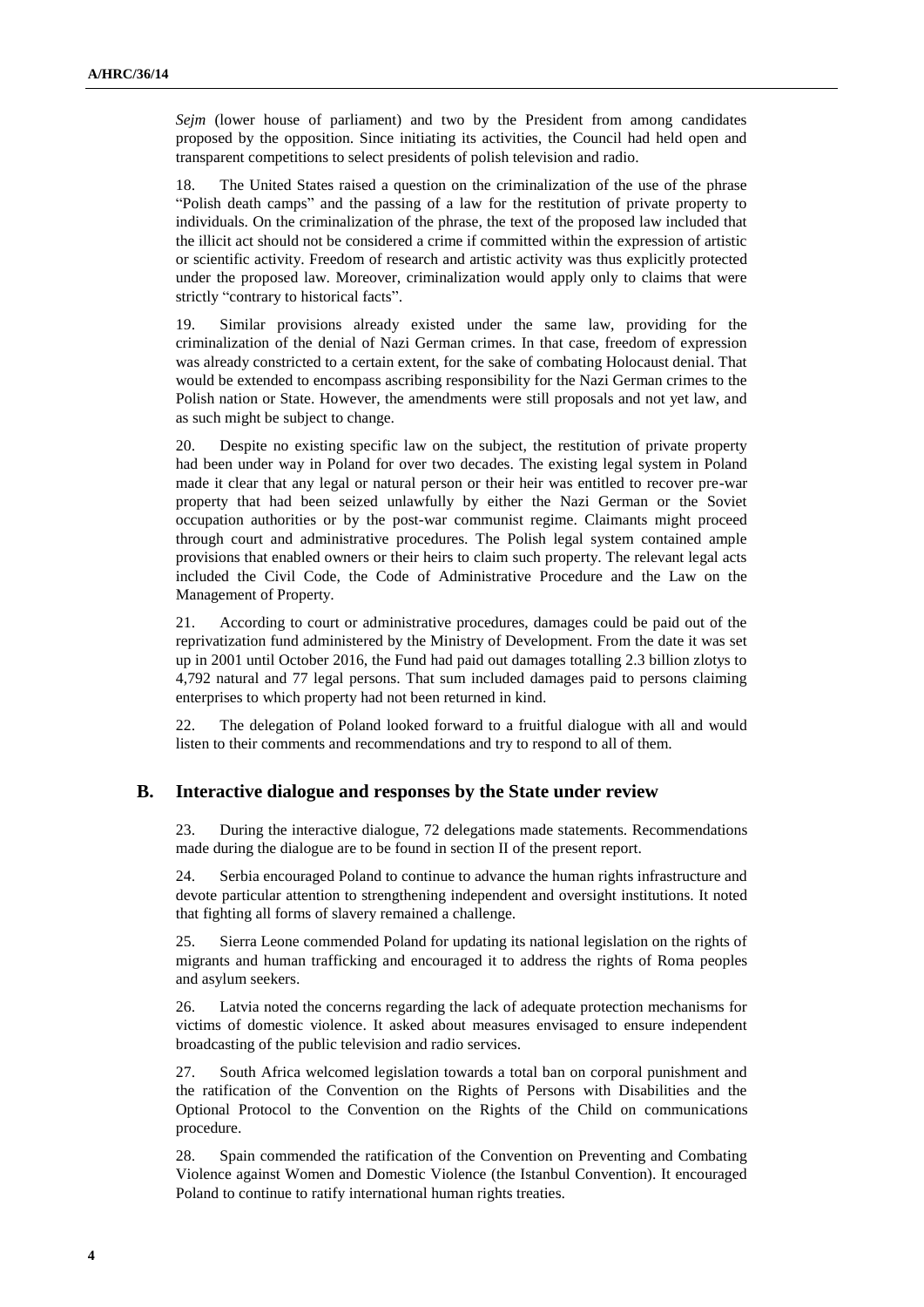*Sejm* (lower house of parliament) and two by the President from among candidates proposed by the opposition. Since initiating its activities, the Council had held open and transparent competitions to select presidents of polish television and radio.

18. The United States raised a question on the criminalization of the use of the phrase "Polish death camps" and the passing of a law for the restitution of private property to individuals. On the criminalization of the phrase, the text of the proposed law included that the illicit act should not be considered a crime if committed within the expression of artistic or scientific activity. Freedom of research and artistic activity was thus explicitly protected under the proposed law. Moreover, criminalization would apply only to claims that were strictly "contrary to historical facts".

19. Similar provisions already existed under the same law, providing for the criminalization of the denial of Nazi German crimes. In that case, freedom of expression was already constricted to a certain extent, for the sake of combating Holocaust denial. That would be extended to encompass ascribing responsibility for the Nazi German crimes to the Polish nation or State. However, the amendments were still proposals and not yet law, and as such might be subject to change.

20. Despite no existing specific law on the subject, the restitution of private property had been under way in Poland for over two decades. The existing legal system in Poland made it clear that any legal or natural person or their heir was entitled to recover pre-war property that had been seized unlawfully by either the Nazi German or the Soviet occupation authorities or by the post-war communist regime. Claimants might proceed through court and administrative procedures. The Polish legal system contained ample provisions that enabled owners or their heirs to claim such property. The relevant legal acts included the Civil Code, the Code of Administrative Procedure and the Law on the Management of Property.

21. According to court or administrative procedures, damages could be paid out of the reprivatization fund administered by the Ministry of Development. From the date it was set up in 2001 until October 2016, the Fund had paid out damages totalling 2.3 billion zlotys to 4,792 natural and 77 legal persons. That sum included damages paid to persons claiming enterprises to which property had not been returned in kind.

22. The delegation of Poland looked forward to a fruitful dialogue with all and would listen to their comments and recommendations and try to respond to all of them.

## B. Interactive dialogue and responses by the State under review

23. During the interactive dialogue, 72 delegations made statements. Recommendations made during the dialogue are to be found in section II of the present report.

24. Serbia encouraged Poland to continue to advance the human rights infrastructure and devote particular attention to strengthening independent and oversight institutions. It noted that fighting all forms of slavery remained a challenge.

25. Sierra Leone commended Poland for updating its national legislation on the rights of migrants and human trafficking and encouraged it to address the rights of Roma peoples and asylum seekers.

26. Latvia noted the concerns regarding the lack of adequate protection mechanisms for victims of domestic violence. It asked about measures envisaged to ensure independent broadcasting of the public television and radio services.

27. South Africa welcomed legislation towards a total ban on corporal punishment and the ratification of the Convention on the Rights of Persons with Disabilities and the Optional Protocol to the Convention on the Rights of the Child on communications procedure.

28. Spain commended the ratification of the Convention on Preventing and Combating Violence against Women and Domestic Violence (the Istanbul Convention). It encouraged Poland to continue to ratify international human rights treaties.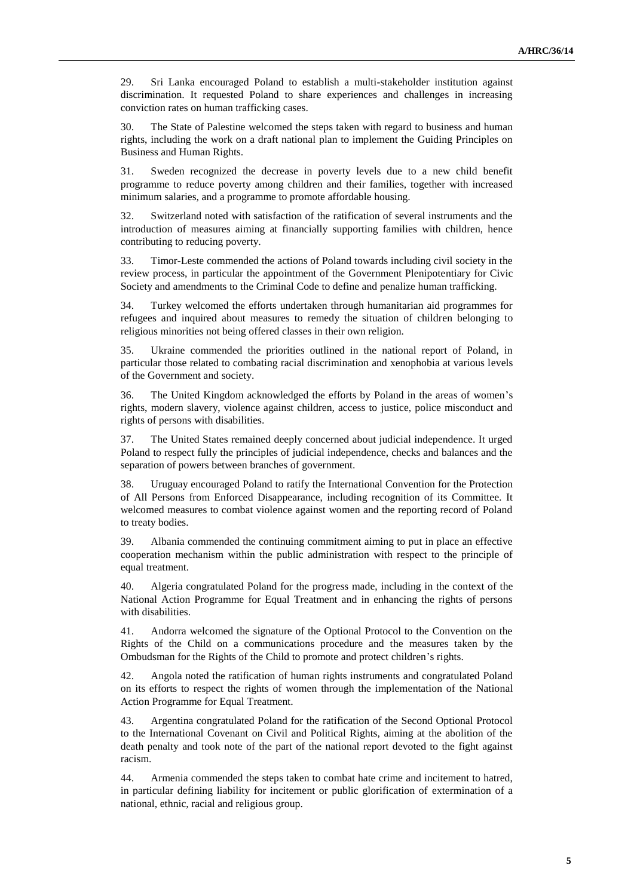29. Sri Lanka encouraged Poland to establish a multi-stakeholder institution against discrimination. It requested Poland to share experiences and challenges in increasing conviction rates on human trafficking cases.

30. The State of Palestine welcomed the steps taken with regard to business and human rights, including the work on a draft national plan to implement the Guiding Principles on Business and Human Rights.

31. Sweden recognized the decrease in poverty levels due to a new child benefit programme to reduce poverty among children and their families, together with increased minimum salaries, and a programme to promote affordable housing.

32. Switzerland noted with satisfaction of the ratification of several instruments and the introduction of measures aiming at financially supporting families with children, hence contributing to reducing poverty.

33. Timor-Leste commended the actions of Poland towards including civil society in the review process, in particular the appointment of the Government Plenipotentiary for Civic Society and amendments to the Criminal Code to define and penalize human trafficking.

34. Turkey welcomed the efforts undertaken through humanitarian aid programmes for refugees and inquired about measures to remedy the situation of children belonging to religious minorities not being offered classes in their own religion.

35. Ukraine commended the priorities outlined in the national report of Poland, in particular those related to combating racial discrimination and xenophobia at various levels of the Government and society.

36. The United Kingdom acknowledged the efforts by Poland in the areas of women's rights, modern slavery, violence against children, access to justice, police misconduct and rights of persons with disabilities.

37. The United States remained deeply concerned about judicial independence. It urged Poland to respect fully the principles of judicial independence, checks and balances and the separation of powers between branches of government.

38. Uruguay encouraged Poland to ratify the International Convention for the Protection of All Persons from Enforced Disappearance, including recognition of its Committee. It welcomed measures to combat violence against women and the reporting record of Poland to treaty bodies.

39. Albania commended the continuing commitment aiming to put in place an effective cooperation mechanism within the public administration with respect to the principle of equal treatment.

40. Algeria congratulated Poland for the progress made, including in the context of the National Action Programme for Equal Treatment and in enhancing the rights of persons with disabilities.

41. Andorra welcomed the signature of the Optional Protocol to the Convention on the Rights of the Child on a communications procedure and the measures taken by the Ombudsman for the Rights of the Child to promote and protect children's rights.

42. Angola noted the ratification of human rights instruments and congratulated Poland on its efforts to respect the rights of women through the implementation of the National Action Programme for Equal Treatment.

43. Argentina congratulated Poland for the ratification of the Second Optional Protocol to the International Covenant on Civil and Political Rights, aiming at the abolition of the death penalty and took note of the part of the national report devoted to the fight against racism.

44. Armenia commended the steps taken to combat hate crime and incitement to hatred, in particular defining liability for incitement or public glorification of extermination of a national, ethnic, racial and religious group.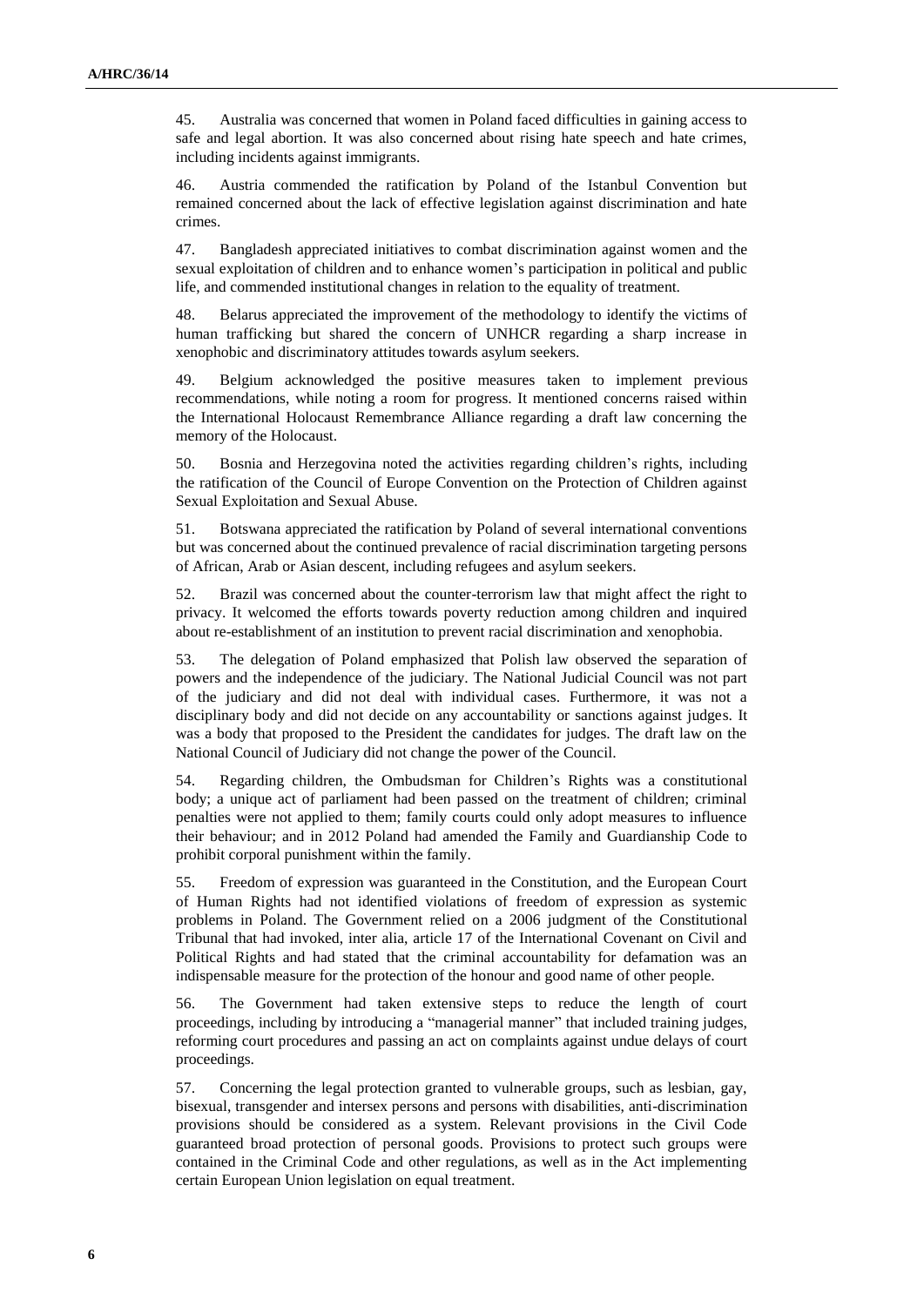45. Australia was concerned that women in Poland faced difficulties in gaining access to safe and legal abortion. It was also concerned about rising hate speech and hate crimes, including incidents against immigrants.

46. Austria commended the ratification by Poland of the Istanbul Convention but remained concerned about the lack of effective legislation against discrimination and hate crimes.

47. Bangladesh appreciated initiatives to combat discrimination against women and the sexual exploitation of children and to enhance women's participation in political and public life, and commended institutional changes in relation to the equality of treatment.

48. Belarus appreciated the improvement of the methodology to identify the victims of human trafficking but shared the concern of UNHCR regarding a sharp increase in xenophobic and discriminatory attitudes towards asylum seekers.

49. Belgium acknowledged the positive measures taken to implement previous recommendations, while noting a room for progress. It mentioned concerns raised within the International Holocaust Remembrance Alliance regarding a draft law concerning the memory of the Holocaust.

50. Bosnia and Herzegovina noted the activities regarding children's rights, including the ratification of the Council of Europe Convention on the Protection of Children against Sexual Exploitation and Sexual Abuse.

51. Botswana appreciated the ratification by Poland of several international conventions but was concerned about the continued prevalence of racial discrimination targeting persons of African, Arab or Asian descent, including refugees and asylum seekers.

52. Brazil was concerned about the counter-terrorism law that might affect the right to privacy. It welcomed the efforts towards poverty reduction among children and inquired about re-establishment of an institution to prevent racial discrimination and xenophobia.

53. The delegation of Poland emphasized that Polish law observed the separation of powers and the independence of the judiciary. The National Judicial Council was not part of the judiciary and did not deal with individual cases. Furthermore, it was not a disciplinary body and did not decide on any accountability or sanctions against judges. It was a body that proposed to the President the candidates for judges. The draft law on the National Council of Judiciary did not change the power of the Council.

54. Regarding children, the Ombudsman for Children's Rights was a constitutional body; a unique act of parliament had been passed on the treatment of children; criminal penalties were not applied to them; family courts could only adopt measures to influence their behaviour; and in 2012 Poland had amended the Family and Guardianship Code to prohibit corporal punishment within the family.

55. Freedom of expression was guaranteed in the Constitution, and the European Court of Human Rights had not identified violations of freedom of expression as systemic problems in Poland. The Government relied on a 2006 judgment of the Constitutional Tribunal that had invoked, inter alia, article 17 of the International Covenant on Civil and Political Rights and had stated that the criminal accountability for defamation was an indispensable measure for the protection of the honour and good name of other people.

56. The Government had taken extensive steps to reduce the length of court proceedings, including by introducing a "managerial manner" that included training judges, reforming court procedures and passing an act on complaints against undue delays of court proceedings.

57. Concerning the legal protection granted to vulnerable groups, such as lesbian, gay, bisexual, transgender and intersex persons and persons with disabilities, anti-discrimination provisions should be considered as a system. Relevant provisions in the Civil Code guaranteed broad protection of personal goods. Provisions to protect such groups were contained in the Criminal Code and other regulations, as well as in the Act implementing certain European Union legislation on equal treatment.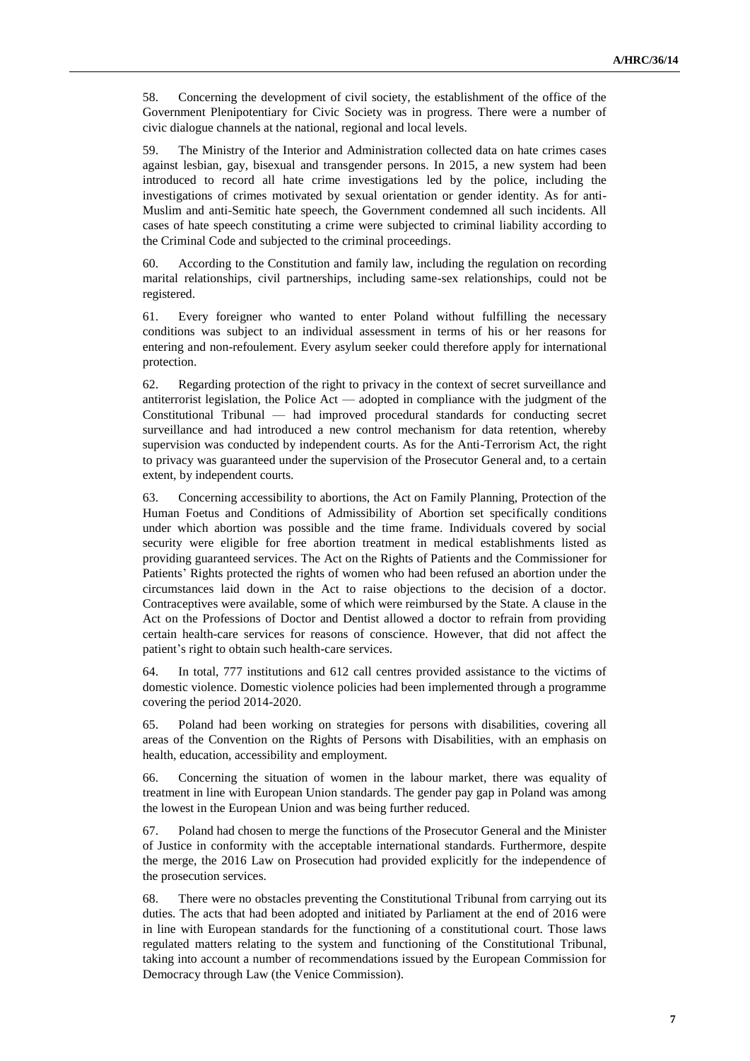58. Concerning the development of civil society, the establishment of the office of the Government Plenipotentiary for Civic Society was in progress. There were a number of civic dialogue channels at the national, regional and local levels.

59. The Ministry of the Interior and Administration collected data on hate crimes cases against lesbian, gay, bisexual and transgender persons. In 2015, a new system had been introduced to record all hate crime investigations led by the police, including the investigations of crimes motivated by sexual orientation or gender identity. As for anti-Muslim and anti-Semitic hate speech, the Government condemned all such incidents. All cases of hate speech constituting a crime were subjected to criminal liability according to the Criminal Code and subjected to the criminal proceedings.

60. According to the Constitution and family law, including the regulation on recording marital relationships, civil partnerships, including same-sex relationships, could not be registered.

61. Every foreigner who wanted to enter Poland without fulfilling the necessary conditions was subject to an individual assessment in terms of his or her reasons for entering and non-refoulement. Every asylum seeker could therefore apply for international protection.

62. Regarding protection of the right to privacy in the context of secret surveillance and antiterrorist legislation, the Police Act — adopted in compliance with the judgment of the Constitutional Tribunal — had improved procedural standards for conducting secret surveillance and had introduced a new control mechanism for data retention, whereby supervision was conducted by independent courts. As for the Anti-Terrorism Act, the right to privacy was guaranteed under the supervision of the Prosecutor General and, to a certain extent, by independent courts.

63. Concerning accessibility to abortions, the Act on Family Planning, Protection of the Human Foetus and Conditions of Admissibility of Abortion set specifically conditions under which abortion was possible and the time frame. Individuals covered by social security were eligible for free abortion treatment in medical establishments listed as providing guaranteed services. The Act on the Rights of Patients and the Commissioner for Patients' Rights protected the rights of women who had been refused an abortion under the circumstances laid down in the Act to raise objections to the decision of a doctor. Contraceptives were available, some of which were reimbursed by the State. A clause in the Act on the Professions of Doctor and Dentist allowed a doctor to refrain from providing certain health-care services for reasons of conscience. However, that did not affect the patient's right to obtain such health-care services.

64. In total, 777 institutions and 612 call centres provided assistance to the victims of domestic violence. Domestic violence policies had been implemented through a programme covering the period 2014-2020.

65. Poland had been working on strategies for persons with disabilities, covering all areas of the Convention on the Rights of Persons with Disabilities, with an emphasis on health, education, accessibility and employment.

66. Concerning the situation of women in the labour market, there was equality of treatment in line with European Union standards. The gender pay gap in Poland was among the lowest in the European Union and was being further reduced.

67. Poland had chosen to merge the functions of the Prosecutor General and the Minister of Justice in conformity with the acceptable international standards. Furthermore, despite the merge, the 2016 Law on Prosecution had provided explicitly for the independence of the prosecution services.

68. There were no obstacles preventing the Constitutional Tribunal from carrying out its duties. The acts that had been adopted and initiated by Parliament at the end of 2016 were in line with European standards for the functioning of a constitutional court. Those laws regulated matters relating to the system and functioning of the Constitutional Tribunal, taking into account a number of recommendations issued by the European Commission for Democracy through Law (the Venice Commission).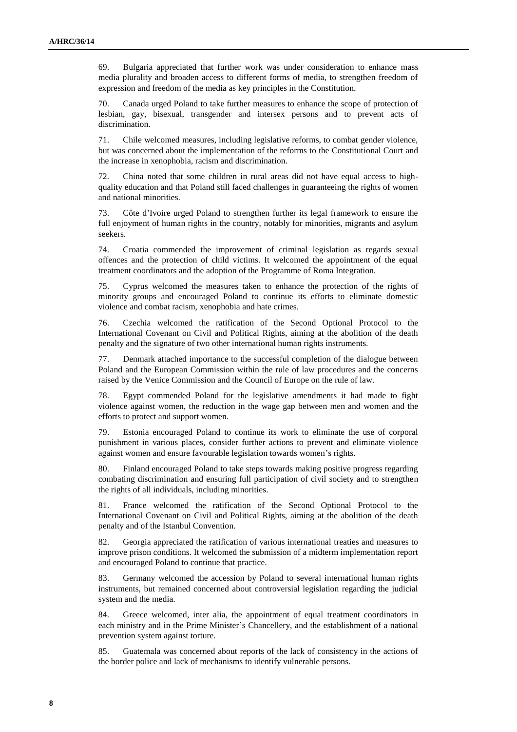69. Bulgaria appreciated that further work was under consideration to enhance mass media plurality and broaden access to different forms of media, to strengthen freedom of expression and freedom of the media as key principles in the Constitution.

70. Canada urged Poland to take further measures to enhance the scope of protection of lesbian, gay, bisexual, transgender and intersex persons and to prevent acts of discrimination.

71. Chile welcomed measures, including legislative reforms, to combat gender violence, but was concerned about the implementation of the reforms to the Constitutional Court and the increase in xenophobia, racism and discrimination.

72. China noted that some children in rural areas did not have equal access to high-quality education and that Poland still faced challenges in guaranteeing the rights of women and national minorities.

73. Côte d'Ivoire urged Poland to strengthen further its legal framework to ensure the full enjoyment of human rights in the country, notably for minorities, migrants and asylum seekers.

74. Croatia commended the improvement of criminal legislation as regards sexual offences and the protection of child victims. It welcomed the appointment of the equal treatment coordinators and the adoption of the Programme of Roma Integration.

75. Cyprus welcomed the measures taken to enhance the protection of the rights of minority groups and encouraged Poland to continue its efforts to eliminate domestic violence and combat racism, xenophobia and hate crimes.

76. Czechia welcomed the ratification of the Second Optional Protocol to the International Covenant on Civil and Political Rights, aiming at the abolition of the death penalty and the signature of two other international human rights instruments.

77. Denmark attached importance to the successful completion of the dialogue between Poland and the European Commission within the rule of law procedures and the concerns raised by the Venice Commission and the Council of Europe on the rule of law.

78. Egypt commended Poland for the legislative amendments it had made to fight violence against women, the reduction in the wage gap between men and women and the efforts to protect and support women.

79. Estonia encouraged Poland to continue its work to eliminate the use of corporal punishment in various places, consider further actions to prevent and eliminate violence against women and ensure favourable legislation towards women's rights.

80. Finland encouraged Poland to take steps towards making positive progress regarding combating discrimination and ensuring full participation of civil society and to strengthen the rights of all individuals, including minorities.

81. France welcomed the ratification of the Second Optional Protocol to the International Covenant on Civil and Political Rights, aiming at the abolition of the death penalty and of the Istanbul Convention.

82. Georgia appreciated the ratification of various international treaties and measures to improve prison conditions. It welcomed the submission of a midterm implementation report and encouraged Poland to continue that practice.

83. Germany welcomed the accession by Poland to several international human rights instruments, but remained concerned about controversial legislation regarding the judicial system and the media.

84. Greece welcomed, inter alia, the appointment of equal treatment coordinators in each ministry and in the Prime Minister's Chancellery, and the establishment of a national prevention system against torture.

85. Guatemala was concerned about reports of the lack of consistency in the actions of the border police and lack of mechanisms to identify vulnerable persons.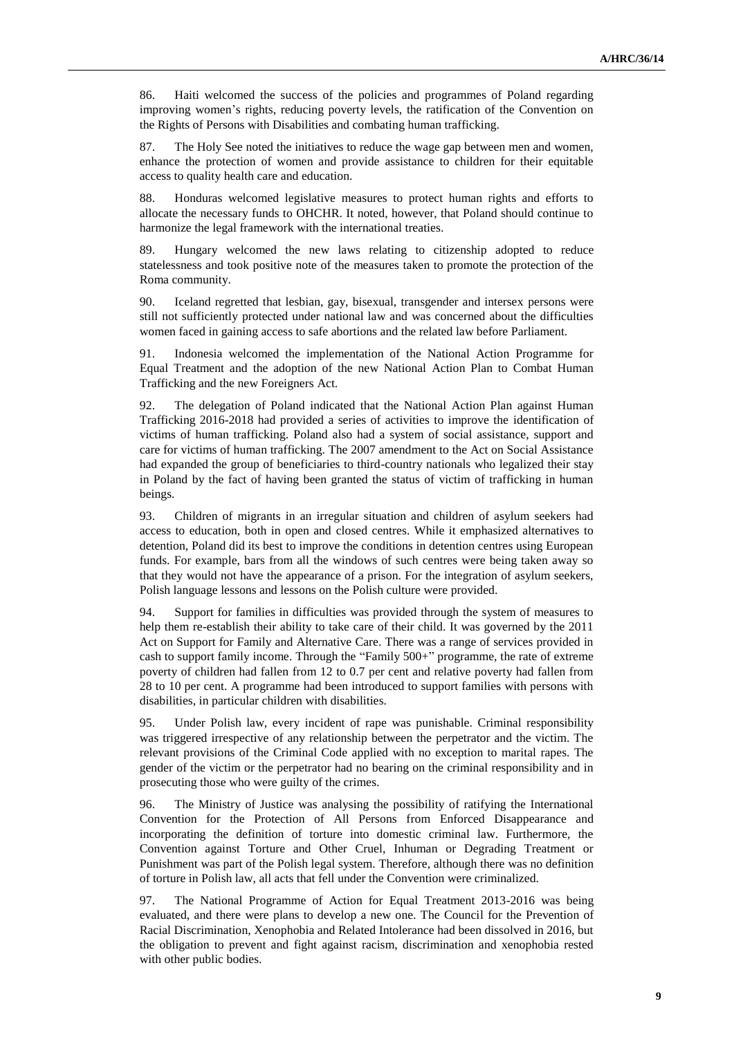86. Haiti welcomed the success of the policies and programmes of Poland regarding improving women's rights, reducing poverty levels, the ratification of the Convention on the Rights of Persons with Disabilities and combating human trafficking.

87. The Holy See noted the initiatives to reduce the wage gap between men and women, enhance the protection of women and provide assistance to children for their equitable access to quality health care and education.

88. Honduras welcomed legislative measures to protect human rights and efforts to allocate the necessary funds to OHCHR. It noted, however, that Poland should continue to harmonize the legal framework with the international treaties.

89. Hungary welcomed the new laws relating to citizenship adopted to reduce statelessness and took positive note of the measures taken to promote the protection of the Roma community.

90. Iceland regretted that lesbian, gay, bisexual, transgender and intersex persons were still not sufficiently protected under national law and was concerned about the difficulties women faced in gaining access to safe abortions and the related law before Parliament.

91. Indonesia welcomed the implementation of the National Action Programme for Equal Treatment and the adoption of the new National Action Plan to Combat Human Trafficking and the new Foreigners Act.

92. The delegation of Poland indicated that the National Action Plan against Human Trafficking 2016-2018 had provided a series of activities to improve the identification of victims of human trafficking. Poland also had a system of social assistance, support and care for victims of human trafficking. The 2007 amendment to the Act on Social Assistance had expanded the group of beneficiaries to third-country nationals who legalized their stay in Poland by the fact of having been granted the status of victim of trafficking in human beings.

93. Children of migrants in an irregular situation and children of asylum seekers had access to education, both in open and closed centres. While it emphasized alternatives to detention, Poland did its best to improve the conditions in detention centres using European funds. For example, bars from all the windows of such centres were being taken away so that they would not have the appearance of a prison. For the integration of asylum seekers, Polish language lessons and lessons on the Polish culture were provided.

94. Support for families in difficulties was provided through the system of measures to help them re-establish their ability to take care of their child. It was governed by the 2011 Act on Support for Family and Alternative Care. There was a range of services provided in cash to support family income. Through the "Family 500+" programme, the rate of extreme poverty of children had fallen from 12 to 0.7 per cent and relative poverty had fallen from 28 to 10 per cent. A programme had been introduced to support families with persons with disabilities, in particular children with disabilities.

95. Under Polish law, every incident of rape was punishable. Criminal responsibility was triggered irrespective of any relationship between the perpetrator and the victim. The relevant provisions of the Criminal Code applied with no exception to marital rapes. The gender of the victim or the perpetrator had no bearing on the criminal responsibility and in prosecuting those who were guilty of the crimes.

96. The Ministry of Justice was analysing the possibility of ratifying the International Convention for the Protection of All Persons from Enforced Disappearance and incorporating the definition of torture into domestic criminal law. Furthermore, the Convention against Torture and Other Cruel, Inhuman or Degrading Treatment or Punishment was part of the Polish legal system. Therefore, although there was no definition of torture in Polish law, all acts that fell under the Convention were criminalized.

97. The National Programme of Action for Equal Treatment 2013-2016 was being evaluated, and there were plans to develop a new one. The Council for the Prevention of Racial Discrimination, Xenophobia and Related Intolerance had been dissolved in 2016, but the obligation to prevent and fight against racism, discrimination and xenophobia rested with other public bodies.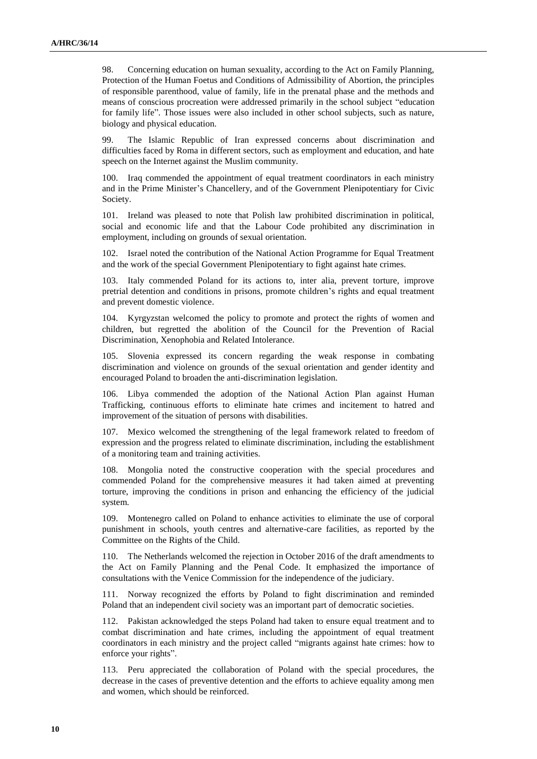98. Concerning education on human sexuality, according to the Act on Family Planning, Protection of the Human Foetus and Conditions of Admissibility of Abortion, the principles of responsible parenthood, value of family, life in the prenatal phase and the methods and means of conscious procreation were addressed primarily in the school subject "education for family life". Those issues were also included in other school subjects, such as nature, biology and physical education.

99. The Islamic Republic of Iran expressed concerns about discrimination and difficulties faced by Roma in different sectors, such as employment and education, and hate speech on the Internet against the Muslim community.

100. Iraq commended the appointment of equal treatment coordinators in each ministry and in the Prime Minister's Chancellery, and of the Government Plenipotentiary for Civic Society.

101. Ireland was pleased to note that Polish law prohibited discrimination in political, social and economic life and that the Labour Code prohibited any discrimination in employment, including on grounds of sexual orientation.

102. Israel noted the contribution of the National Action Programme for Equal Treatment and the work of the special Government Plenipotentiary to fight against hate crimes.

103. Italy commended Poland for its actions to, inter alia, prevent torture, improve pretrial detention and conditions in prisons, promote children's rights and equal treatment and prevent domestic violence.

104. Kyrgyzstan welcomed the policy to promote and protect the rights of women and children, but regretted the abolition of the Council for the Prevention of Racial Discrimination, Xenophobia and Related Intolerance.

105. Slovenia expressed its concern regarding the weak response in combating discrimination and violence on grounds of the sexual orientation and gender identity and encouraged Poland to broaden the anti-discrimination legislation.

106. Libya commended the adoption of the National Action Plan against Human Trafficking, continuous efforts to eliminate hate crimes and incitement to hatred and improvement of the situation of persons with disabilities.

107. Mexico welcomed the strengthening of the legal framework related to freedom of expression and the progress related to eliminate discrimination, including the establishment of a monitoring team and training activities.

108. Mongolia noted the constructive cooperation with the special procedures and commended Poland for the comprehensive measures it had taken aimed at preventing torture, improving the conditions in prison and enhancing the efficiency of the judicial system.

109. Montenegro called on Poland to enhance activities to eliminate the use of corporal punishment in schools, youth centres and alternative-care facilities, as reported by the Committee on the Rights of the Child.

110. The Netherlands welcomed the rejection in October 2016 of the draft amendments to the Act on Family Planning and the Penal Code. It emphasized the importance of consultations with the Venice Commission for the independence of the judiciary.

111. Norway recognized the efforts by Poland to fight discrimination and reminded Poland that an independent civil society was an important part of democratic societies.

112. Pakistan acknowledged the steps Poland had taken to ensure equal treatment and to combat discrimination and hate crimes, including the appointment of equal treatment coordinators in each ministry and the project called "migrants against hate crimes: how to enforce your rights".

113. Peru appreciated the collaboration of Poland with the special procedures, the decrease in the cases of preventive detention and the efforts to achieve equality among men and women, which should be reinforced.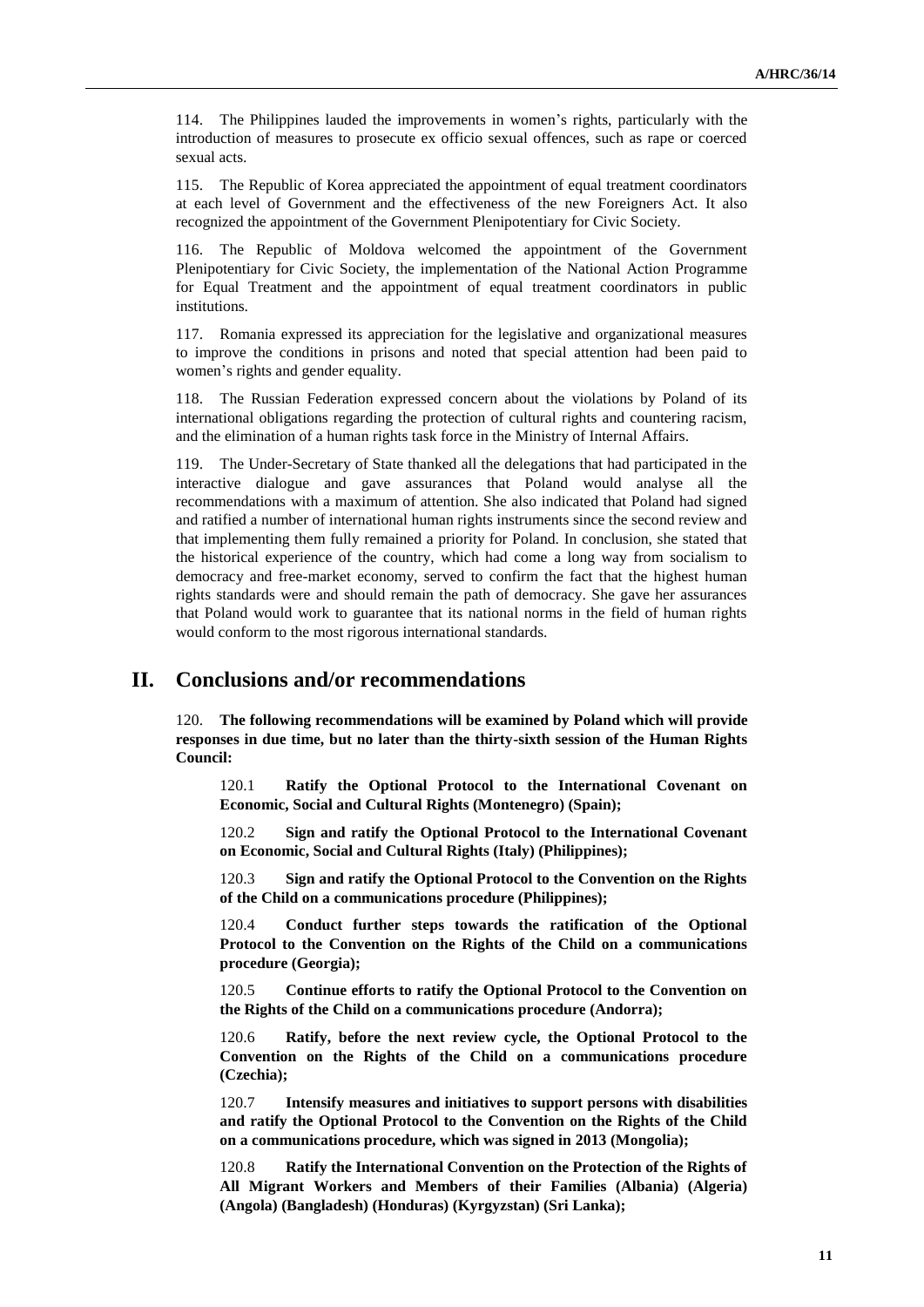114. The Philippines lauded the improvements in women's rights, particularly with the introduction of measures to prosecute ex officio sexual offences, such as rape or coerced sexual acts.

115. The Republic of Korea appreciated the appointment of equal treatment coordinators at each level of Government and the effectiveness of the new Foreigners Act. It also recognized the appointment of the Government Plenipotentiary for Civic Society.

116. The Republic of Moldova welcomed the appointment of the Government Plenipotentiary for Civic Society, the implementation of the National Action Programme for Equal Treatment and the appointment of equal treatment coordinators in public institutions.

117. Romania expressed its appreciation for the legislative and organizational measures to improve the conditions in prisons and noted that special attention had been paid to women's rights and gender equality.

118. The Russian Federation expressed concern about the violations by Poland of its international obligations regarding the protection of cultural rights and countering racism, and the elimination of a human rights task force in the Ministry of Internal Affairs.

119. The Under-Secretary of State thanked all the delegations that had participated in the interactive dialogue and gave assurances that Poland would analyse all the recommendations with a maximum of attention. She also indicated that Poland had signed and ratified a number of international human rights instruments since the second review and that implementing them fully remained a priority for Poland. In conclusion, she stated that the historical experience of the country, which had come a long way from socialism to democracy and free-market economy, served to confirm the fact that the highest human rights standards were and should remain the path of democracy. She gave her assurances that Poland would work to guarantee that its national norms in the field of human rights would conform to the most rigorous international standards.

## II. Conclusions and/or recommendations

120. **The following recommendations will be examined by Poland which will provide responses in due time, but no later than the thirty-sixth session of the Human Rights Council:**

120.1 **Ratify the Optional Protocol to the International Covenant on Economic, Social and Cultural Rights (Montenegro) (Spain);**

120.2 **Sign and ratify the Optional Protocol to the International Covenant on Economic, Social and Cultural Rights (Italy) (Philippines);**

120.3 **Sign and ratify the Optional Protocol to the Convention on the Rights of the Child on a communications procedure (Philippines);**

120.4 **Conduct further steps towards the ratification of the Optional Protocol to the Convention on the Rights of the Child on a communications procedure (Georgia);**

120.5 **Continue efforts to ratify the Optional Protocol to the Convention on the Rights of the Child on a communications procedure (Andorra);**

120.6 **Ratify, before the next review cycle, the Optional Protocol to the Convention on the Rights of the Child on a communications procedure (Czechia);**

120.7 **Intensify measures and initiatives to support persons with disabilities and ratify the Optional Protocol to the Convention on the Rights of the Child on a communications procedure, which was signed in 2013 (Mongolia);**

120.8 **Ratify the International Convention on the Protection of the Rights of All Migrant Workers and Members of their Families (Albania) (Algeria) (Angola) (Bangladesh) (Honduras) (Kyrgyzstan) (Sri Lanka);**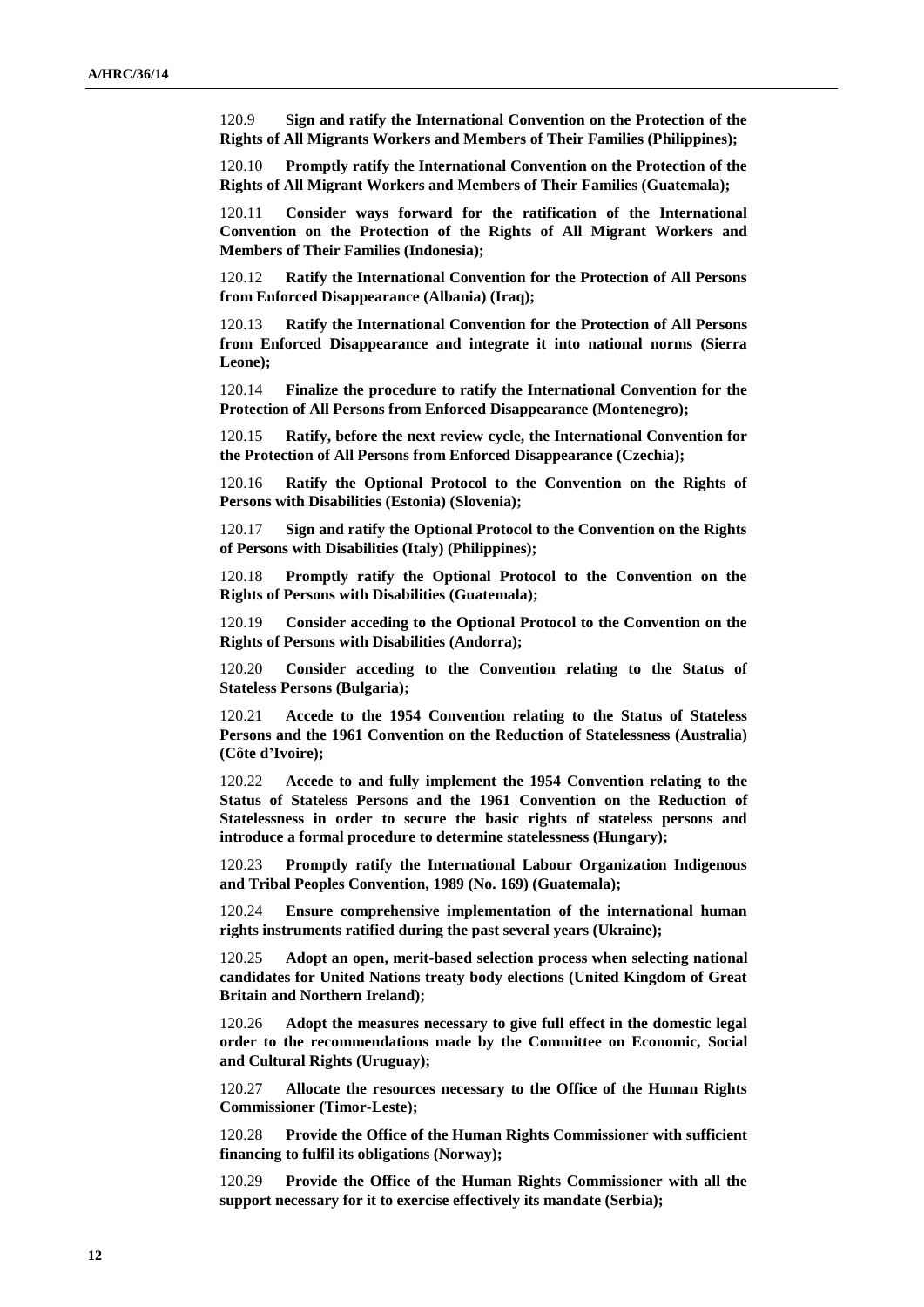120.9 **Sign and ratify the International Convention on the Protection of the Rights of All Migrants Workers and Members of Their Families (Philippines);**

120.10 **Promptly ratify the International Convention on the Protection of the Rights of All Migrant Workers and Members of Their Families (Guatemala);**

120.11 **Consider ways forward for the ratification of the International Convention on the Protection of the Rights of All Migrant Workers and Members of Their Families (Indonesia);**

120.12 **Ratify the International Convention for the Protection of All Persons from Enforced Disappearance (Albania) (Iraq);**

120.13 **Ratify the International Convention for the Protection of All Persons from Enforced Disappearance and integrate it into national norms (Sierra Leone);**

120.14 **Finalize the procedure to ratify the International Convention for the Protection of All Persons from Enforced Disappearance (Montenegro);**

120.15 **Ratify, before the next review cycle, the International Convention for the Protection of All Persons from Enforced Disappearance (Czechia);**

120.16 **Ratify the Optional Protocol to the Convention on the Rights of Persons with Disabilities (Estonia) (Slovenia);**

120.17 **Sign and ratify the Optional Protocol to the Convention on the Rights of Persons with Disabilities (Italy) (Philippines);**

120.18 **Promptly ratify the Optional Protocol to the Convention on the Rights of Persons with Disabilities (Guatemala);**

120.19 **Consider acceding to the Optional Protocol to the Convention on the Rights of Persons with Disabilities (Andorra);**

120.20 **Consider acceding to the Convention relating to the Status of Stateless Persons (Bulgaria);**

120.21 **Accede to the 1954 Convention relating to the Status of Stateless Persons and the 1961 Convention on the Reduction of Statelessness (Australia) (Côte d'Ivoire);**

120.22 **Accede to and fully implement the 1954 Convention relating to the Status of Stateless Persons and the 1961 Convention on the Reduction of Statelessness in order to secure the basic rights of stateless persons and introduce a formal procedure to determine statelessness (Hungary);**

120.23 **Promptly ratify the International Labour Organization Indigenous and Tribal Peoples Convention, 1989 (No. 169) (Guatemala);**

120.24 **Ensure comprehensive implementation of the international human rights instruments ratified during the past several years (Ukraine);**

120.25 **Adopt an open, merit-based selection process when selecting national candidates for United Nations treaty body elections (United Kingdom of Great Britain and Northern Ireland);**

120.26 **Adopt the measures necessary to give full effect in the domestic legal order to the recommendations made by the Committee on Economic, Social and Cultural Rights (Uruguay);**

120.27 **Allocate the resources necessary to the Office of the Human Rights Commissioner (Timor-Leste);**

120.28 **Provide the Office of the Human Rights Commissioner with sufficient financing to fulfil its obligations (Norway);**

120.29 **Provide the Office of the Human Rights Commissioner with all the support necessary for it to exercise effectively its mandate (Serbia);**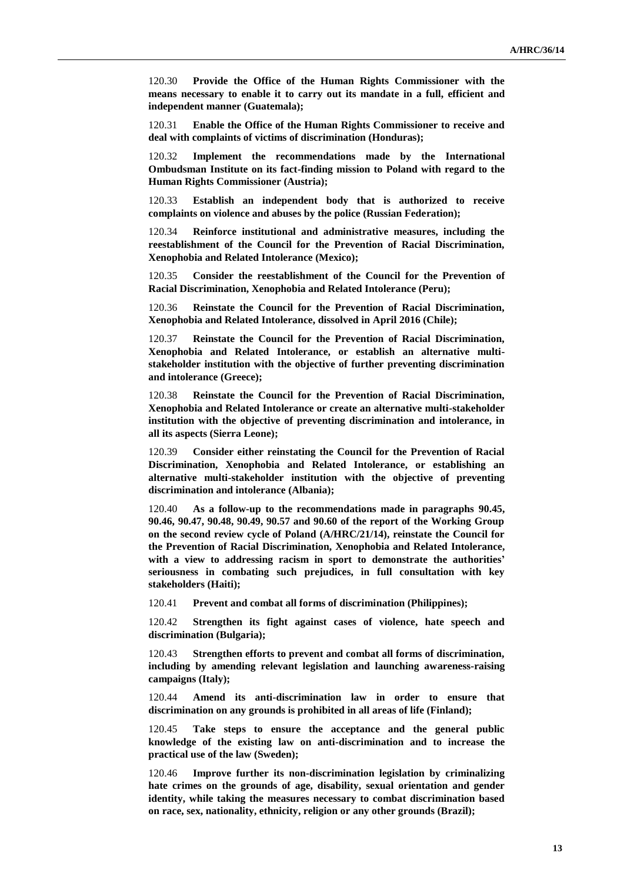120.30 **Provide the Office of the Human Rights Commissioner with the means necessary to enable it to carry out its mandate in a full, efficient and independent manner (Guatemala);**

120.31 **Enable the Office of the Human Rights Commissioner to receive and deal with complaints of victims of discrimination (Honduras);**

120.32 **Implement the recommendations made by the International Ombudsman Institute on its fact-finding mission to Poland with regard to the Human Rights Commissioner (Austria);**

120.33 **Establish an independent body that is authorized to receive complaints on violence and abuses by the police (Russian Federation);**

120.34 **Reinforce institutional and administrative measures, including the reestablishment of the Council for the Prevention of Racial Discrimination, Xenophobia and Related Intolerance (Mexico);**

120.35 **Consider the reestablishment of the Council for the Prevention of Racial Discrimination, Xenophobia and Related Intolerance (Peru);**

120.36 **Reinstate the Council for the Prevention of Racial Discrimination, Xenophobia and Related Intolerance, dissolved in April 2016 (Chile);**

120.37 **Reinstate the Council for the Prevention of Racial Discrimination, Xenophobia and Related Intolerance, or establish an alternative multi-stakeholder institution with the objective of further preventing discrimination and intolerance (Greece);**

120.38 **Reinstate the Council for the Prevention of Racial Discrimination, Xenophobia and Related Intolerance or create an alternative multi-stakeholder institution with the objective of preventing discrimination and intolerance, in all its aspects (Sierra Leone);**

120.39 **Consider either reinstating the Council for the Prevention of Racial Discrimination, Xenophobia and Related Intolerance, or establishing an alternative multi-stakeholder institution with the objective of preventing discrimination and intolerance (Albania);**

120.40 **As a follow-up to the recommendations made in paragraphs 90.45, 90.46, 90.47, 90.48, 90.49, 90.57 and 90.60 of the report of the Working Group on the second review cycle of Poland (A/HRC/21/14), reinstate the Council for the Prevention of Racial Discrimination, Xenophobia and Related Intolerance, with a view to addressing racism in sport to demonstrate the authorities' seriousness in combating such prejudices, in full consultation with key stakeholders (Haiti);**

120.41 **Prevent and combat all forms of discrimination (Philippines);**

120.42 **Strengthen its fight against cases of violence, hate speech and discrimination (Bulgaria);**

120.43 **Strengthen efforts to prevent and combat all forms of discrimination, including by amending relevant legislation and launching awareness-raising campaigns (Italy);**

120.44 **Amend its anti-discrimination law in order to ensure that discrimination on any grounds is prohibited in all areas of life (Finland);**

120.45 **Take steps to ensure the acceptance and the general public knowledge of the existing law on anti-discrimination and to increase the practical use of the law (Sweden);**

120.46 **Improve further its non-discrimination legislation by criminalizing hate crimes on the grounds of age, disability, sexual orientation and gender identity, while taking the measures necessary to combat discrimination based on race, sex, nationality, ethnicity, religion or any other grounds (Brazil);**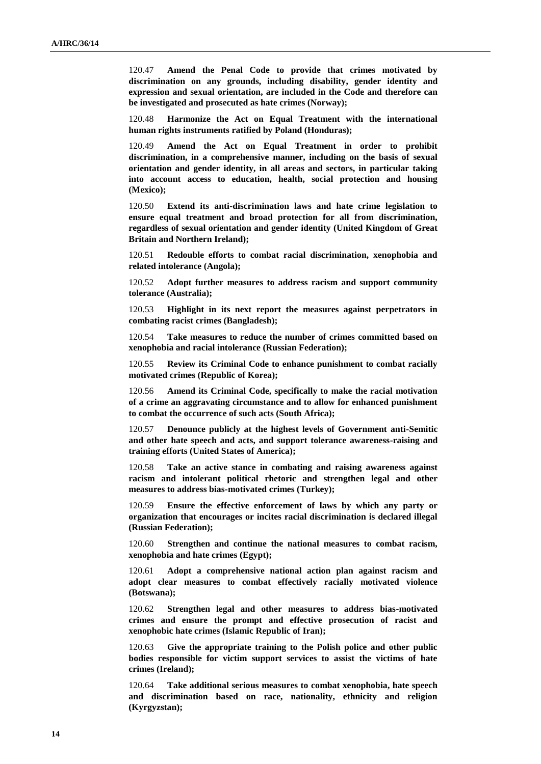120.47 **Amend the Penal Code to provide that crimes motivated by discrimination on any grounds, including disability, gender identity and expression and sexual orientation, are included in the Code and therefore can be investigated and prosecuted as hate crimes (Norway);**

120.48 **Harmonize the Act on Equal Treatment with the international human rights instruments ratified by Poland (Honduras);**

120.49 **Amend the Act on Equal Treatment in order to prohibit discrimination, in a comprehensive manner, including on the basis of sexual orientation and gender identity, in all areas and sectors, in particular taking into account access to education, health, social protection and housing (Mexico);**

120.50 **Extend its anti-discrimination laws and hate crime legislation to ensure equal treatment and broad protection for all from discrimination, regardless of sexual orientation and gender identity (United Kingdom of Great Britain and Northern Ireland);**

120.51 **Redouble efforts to combat racial discrimination, xenophobia and related intolerance (Angola);**

120.52 **Adopt further measures to address racism and support community tolerance (Australia);**

120.53 **Highlight in its next report the measures against perpetrators in combating racist crimes (Bangladesh);**

120.54 **Take measures to reduce the number of crimes committed based on xenophobia and racial intolerance (Russian Federation);**

120.55 **Review its Criminal Code to enhance punishment to combat racially motivated crimes (Republic of Korea);**

120.56 **Amend its Criminal Code, specifically to make the racial motivation of a crime an aggravating circumstance and to allow for enhanced punishment to combat the occurrence of such acts (South Africa);**

120.57 **Denounce publicly at the highest levels of Government anti-Semitic and other hate speech and acts, and support tolerance awareness-raising and training efforts (United States of America);**

120.58 **Take an active stance in combating and raising awareness against racism and intolerant political rhetoric and strengthen legal and other measures to address bias-motivated crimes (Turkey);**

120.59 **Ensure the effective enforcement of laws by which any party or organization that encourages or incites racial discrimination is declared illegal (Russian Federation);**

120.60 **Strengthen and continue the national measures to combat racism, xenophobia and hate crimes (Egypt);**

120.61 **Adopt a comprehensive national action plan against racism and adopt clear measures to combat effectively racially motivated violence (Botswana);**

120.62 **Strengthen legal and other measures to address bias-motivated crimes and ensure the prompt and effective prosecution of racist and xenophobic hate crimes (Islamic Republic of Iran);**

120.63 **Give the appropriate training to the Polish police and other public bodies responsible for victim support services to assist the victims of hate crimes (Ireland);**

120.64 **Take additional serious measures to combat xenophobia, hate speech and discrimination based on race, nationality, ethnicity and religion (Kyrgyzstan);**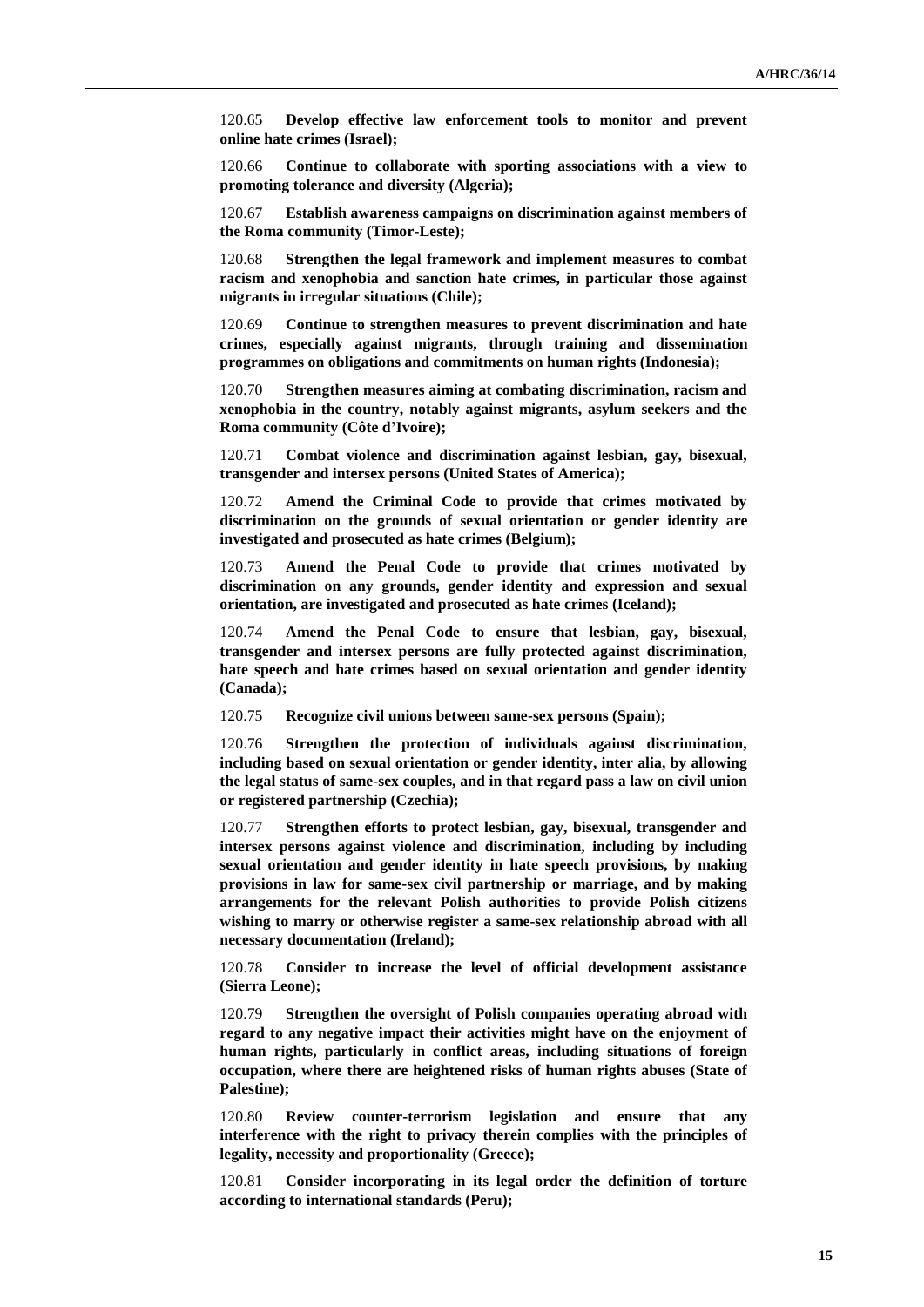120.65 **Develop effective law enforcement tools to monitor and prevent online hate crimes (Israel);**

120.66 **Continue to collaborate with sporting associations with a view to promoting tolerance and diversity (Algeria);**

120.67 **Establish awareness campaigns on discrimination against members of the Roma community (Timor-Leste);**

120.68 **Strengthen the legal framework and implement measures to combat racism and xenophobia and sanction hate crimes, in particular those against migrants in irregular situations (Chile);**

120.69 **Continue to strengthen measures to prevent discrimination and hate crimes, especially against migrants, through training and dissemination programmes on obligations and commitments on human rights (Indonesia);**

120.70 **Strengthen measures aiming at combating discrimination, racism and xenophobia in the country, notably against migrants, asylum seekers and the Roma community (Côte d'Ivoire);**

120.71 **Combat violence and discrimination against lesbian, gay, bisexual, transgender and intersex persons (United States of America);**

120.72 **Amend the Criminal Code to provide that crimes motivated by discrimination on the grounds of sexual orientation or gender identity are investigated and prosecuted as hate crimes (Belgium);**

120.73 **Amend the Penal Code to provide that crimes motivated by discrimination on any grounds, gender identity and expression and sexual orientation, are investigated and prosecuted as hate crimes (Iceland);**

120.74 **Amend the Penal Code to ensure that lesbian, gay, bisexual, transgender and intersex persons are fully protected against discrimination, hate speech and hate crimes based on sexual orientation and gender identity (Canada);**

120.75 **Recognize civil unions between same-sex persons (Spain);**

120.76 **Strengthen the protection of individuals against discrimination, including based on sexual orientation or gender identity, inter alia, by allowing the legal status of same-sex couples, and in that regard pass a law on civil union or registered partnership (Czechia);**

120.77 **Strengthen efforts to protect lesbian, gay, bisexual, transgender and intersex persons against violence and discrimination, including by including sexual orientation and gender identity in hate speech provisions, by making provisions in law for same-sex civil partnership or marriage, and by making arrangements for the relevant Polish authorities to provide Polish citizens wishing to marry or otherwise register a same-sex relationship abroad with all necessary documentation (Ireland);**

120.78 **Consider to increase the level of official development assistance (Sierra Leone);**

120.79 **Strengthen the oversight of Polish companies operating abroad with regard to any negative impact their activities might have on the enjoyment of human rights, particularly in conflict areas, including situations of foreign occupation, where there are heightened risks of human rights abuses (State of Palestine);**

120.80 **Review counter-terrorism legislation and ensure that any interference with the right to privacy therein complies with the principles of legality, necessity and proportionality (Greece);**

120.81 **Consider incorporating in its legal order the definition of torture according to international standards (Peru);**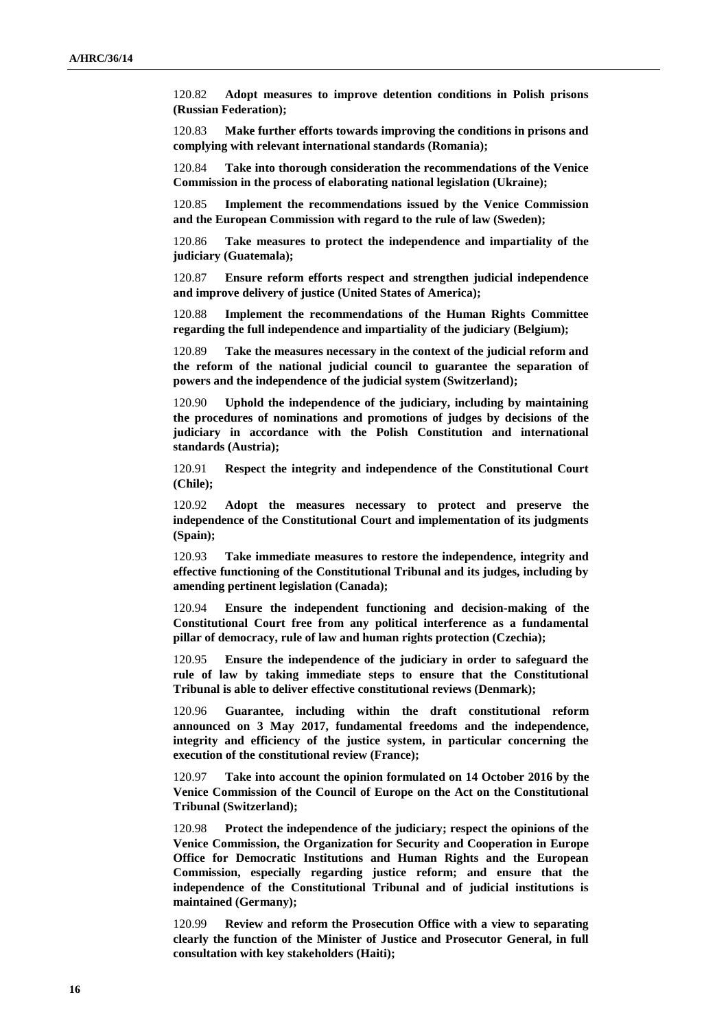120.82 **Adopt measures to improve detention conditions in Polish prisons (Russian Federation);**

120.83 **Make further efforts towards improving the conditions in prisons and complying with relevant international standards (Romania);**

120.84 **Take into thorough consideration the recommendations of the Venice Commission in the process of elaborating national legislation (Ukraine);**

120.85 **Implement the recommendations issued by the Venice Commission and the European Commission with regard to the rule of law (Sweden);**

120.86 **Take measures to protect the independence and impartiality of the judiciary (Guatemala);**

120.87 **Ensure reform efforts respect and strengthen judicial independence and improve delivery of justice (United States of America);**

120.88 **Implement the recommendations of the Human Rights Committee regarding the full independence and impartiality of the judiciary (Belgium);**

120.89 **Take the measures necessary in the context of the judicial reform and the reform of the national judicial council to guarantee the separation of powers and the independence of the judicial system (Switzerland);**

120.90 **Uphold the independence of the judiciary, including by maintaining the procedures of nominations and promotions of judges by decisions of the judiciary in accordance with the Polish Constitution and international standards (Austria);**

120.91 **Respect the integrity and independence of the Constitutional Court (Chile);**

120.92 **Adopt the measures necessary to protect and preserve the independence of the Constitutional Court and implementation of its judgments (Spain);**

120.93 **Take immediate measures to restore the independence, integrity and effective functioning of the Constitutional Tribunal and its judges, including by amending pertinent legislation (Canada);**

120.94 **Ensure the independent functioning and decision-making of the Constitutional Court free from any political interference as a fundamental pillar of democracy, rule of law and human rights protection (Czechia);**

120.95 **Ensure the independence of the judiciary in order to safeguard the rule of law by taking immediate steps to ensure that the Constitutional Tribunal is able to deliver effective constitutional reviews (Denmark);**

120.96 **Guarantee, including within the draft constitutional reform announced on 3 May 2017, fundamental freedoms and the independence, integrity and efficiency of the justice system, in particular concerning the execution of the constitutional review (France);**

120.97 **Take into account the opinion formulated on 14 October 2016 by the Venice Commission of the Council of Europe on the Act on the Constitutional Tribunal (Switzerland);**

120.98 **Protect the independence of the judiciary; respect the opinions of the Venice Commission, the Organization for Security and Cooperation in Europe Office for Democratic Institutions and Human Rights and the European Commission, especially regarding justice reform; and ensure that the independence of the Constitutional Tribunal and of judicial institutions is maintained (Germany);**

120.99 **Review and reform the Prosecution Office with a view to separating clearly the function of the Minister of Justice and Prosecutor General, in full consultation with key stakeholders (Haiti);**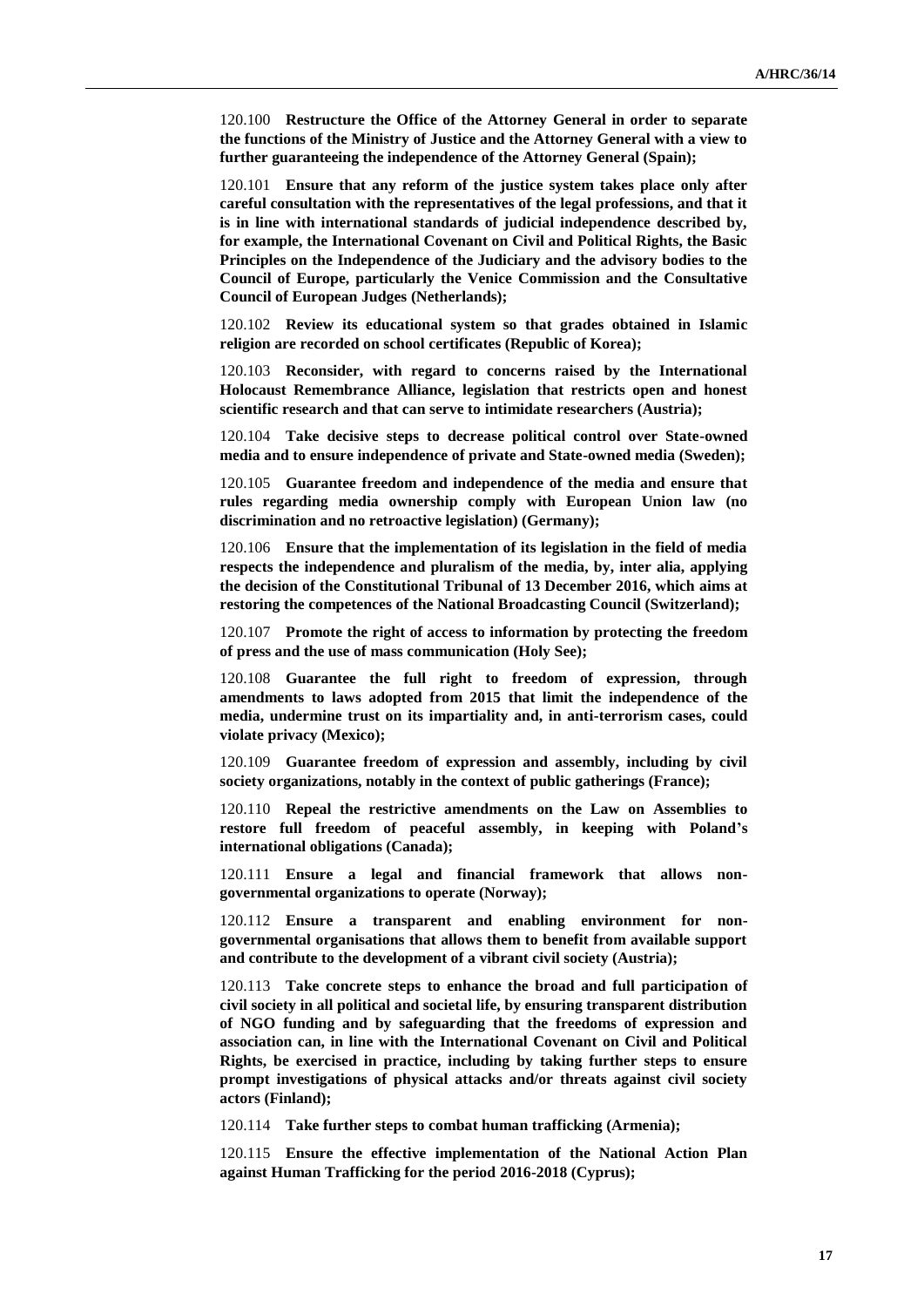120.100 **Restructure the Office of the Attorney General in order to separate the functions of the Ministry of Justice and the Attorney General with a view to further guaranteeing the independence of the Attorney General (Spain);**

120.101 **Ensure that any reform of the justice system takes place only after careful consultation with the representatives of the legal professions, and that it is in line with international standards of judicial independence described by, for example, the International Covenant on Civil and Political Rights, the Basic Principles on the Independence of the Judiciary and the advisory bodies to the Council of Europe, particularly the Venice Commission and the Consultative Council of European Judges (Netherlands);**

120.102 **Review its educational system so that grades obtained in Islamic religion are recorded on school certificates (Republic of Korea);**

120.103 **Reconsider, with regard to concerns raised by the International Holocaust Remembrance Alliance, legislation that restricts open and honest scientific research and that can serve to intimidate researchers (Austria);**

120.104 **Take decisive steps to decrease political control over State-owned media and to ensure independence of private and State-owned media (Sweden);**

120.105 **Guarantee freedom and independence of the media and ensure that rules regarding media ownership comply with European Union law (no discrimination and no retroactive legislation) (Germany);**

120.106 **Ensure that the implementation of its legislation in the field of media respects the independence and pluralism of the media, by, inter alia, applying the decision of the Constitutional Tribunal of 13 December 2016, which aims at restoring the competences of the National Broadcasting Council (Switzerland);**

120.107 **Promote the right of access to information by protecting the freedom of press and the use of mass communication (Holy See);**

120.108 **Guarantee the full right to freedom of expression, through amendments to laws adopted from 2015 that limit the independence of the media, undermine trust on its impartiality and, in anti-terrorism cases, could violate privacy (Mexico);**

120.109 **Guarantee freedom of expression and assembly, including by civil society organizations, notably in the context of public gatherings (France);**

120.110 **Repeal the restrictive amendments on the Law on Assemblies to restore full freedom of peaceful assembly, in keeping with Poland's international obligations (Canada);**

120.111 **Ensure a legal and financial framework that allows non-governmental organizations to operate (Norway);**

120.112 **Ensure a transparent and enabling environment for non-governmental organisations that allows them to benefit from available support and contribute to the development of a vibrant civil society (Austria);**

120.113 **Take concrete steps to enhance the broad and full participation of civil society in all political and societal life, by ensuring transparent distribution of NGO funding and by safeguarding that the freedoms of expression and association can, in line with the International Covenant on Civil and Political Rights, be exercised in practice, including by taking further steps to ensure prompt investigations of physical attacks and/or threats against civil society actors (Finland);**

120.114 **Take further steps to combat human trafficking (Armenia);**

120.115 **Ensure the effective implementation of the National Action Plan against Human Trafficking for the period 2016-2018 (Cyprus);**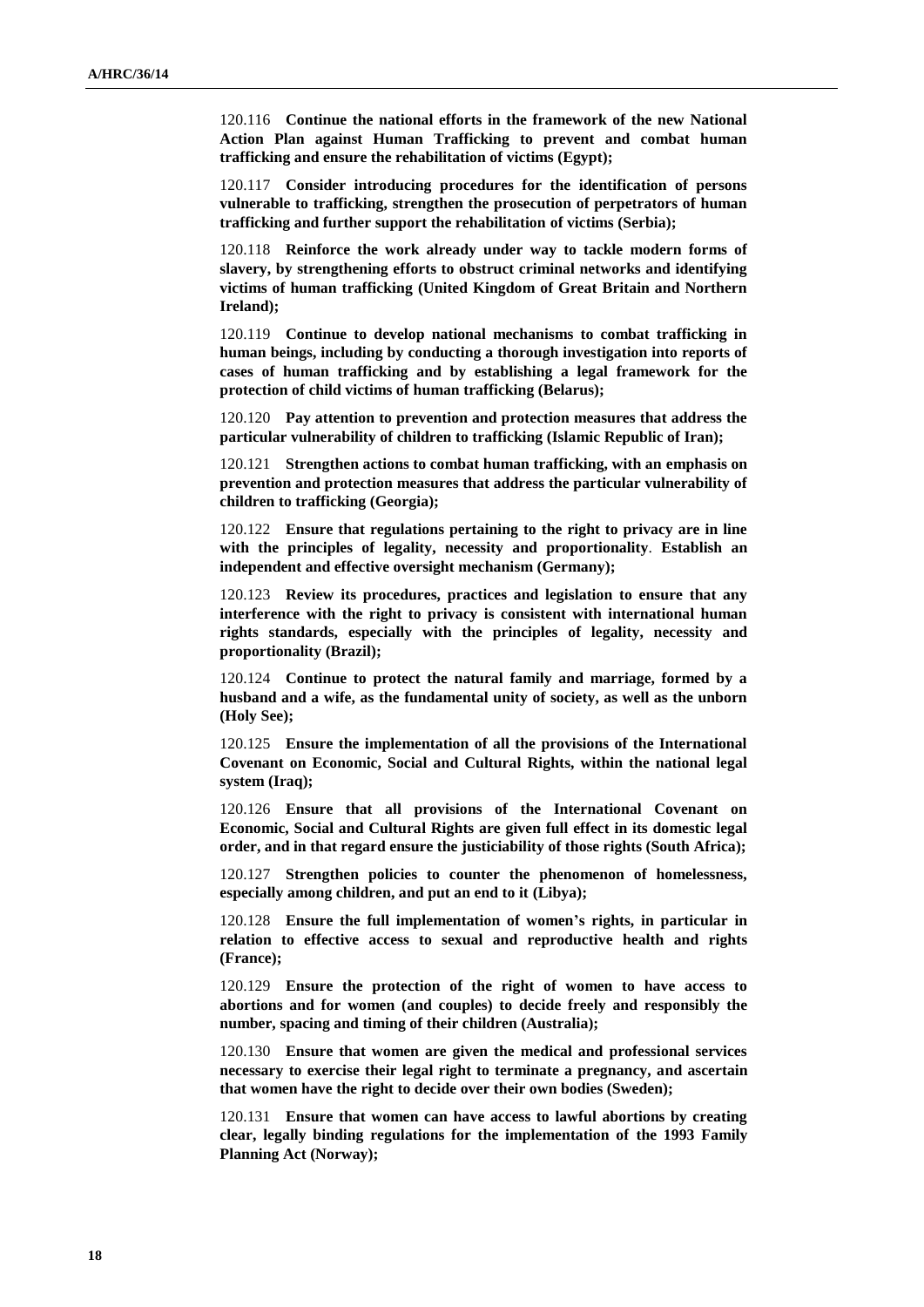120.116 **Continue the national efforts in the framework of the new National Action Plan against Human Trafficking to prevent and combat human trafficking and ensure the rehabilitation of victims (Egypt);**

120.117 **Consider introducing procedures for the identification of persons vulnerable to trafficking, strengthen the prosecution of perpetrators of human trafficking and further support the rehabilitation of victims (Serbia);**

120.118 **Reinforce the work already under way to tackle modern forms of slavery, by strengthening efforts to obstruct criminal networks and identifying victims of human trafficking (United Kingdom of Great Britain and Northern Ireland);**

120.119 **Continue to develop national mechanisms to combat trafficking in human beings, including by conducting a thorough investigation into reports of cases of human trafficking and by establishing a legal framework for the protection of child victims of human trafficking (Belarus);**

120.120 **Pay attention to prevention and protection measures that address the particular vulnerability of children to trafficking (Islamic Republic of Iran);**

120.121 **Strengthen actions to combat human trafficking, with an emphasis on prevention and protection measures that address the particular vulnerability of children to trafficking (Georgia);**

120.122 **Ensure that regulations pertaining to the right to privacy are in line with the principles of legality, necessity and proportionality. Establish an independent and effective oversight mechanism (Germany);**

120.123 **Review its procedures, practices and legislation to ensure that any interference with the right to privacy is consistent with international human rights standards, especially with the principles of legality, necessity and proportionality (Brazil);**

120.124 **Continue to protect the natural family and marriage, formed by a husband and a wife, as the fundamental unity of society, as well as the unborn (Holy See);**

120.125 **Ensure the implementation of all the provisions of the International Covenant on Economic, Social and Cultural Rights, within the national legal system (Iraq);**

120.126 **Ensure that all provisions of the International Covenant on Economic, Social and Cultural Rights are given full effect in its domestic legal order, and in that regard ensure the justiciability of those rights (South Africa);**

120.127 **Strengthen policies to counter the phenomenon of homelessness, especially among children, and put an end to it (Libya);**

120.128 **Ensure the full implementation of women's rights, in particular in relation to effective access to sexual and reproductive health and rights (France);**

120.129 **Ensure the protection of the right of women to have access to abortions and for women (and couples) to decide freely and responsibly the number, spacing and timing of their children (Australia);**

120.130 **Ensure that women are given the medical and professional services necessary to exercise their legal right to terminate a pregnancy, and ascertain that women have the right to decide over their own bodies (Sweden);**

120.131 **Ensure that women can have access to lawful abortions by creating clear, legally binding regulations for the implementation of the 1993 Family Planning Act (Norway);**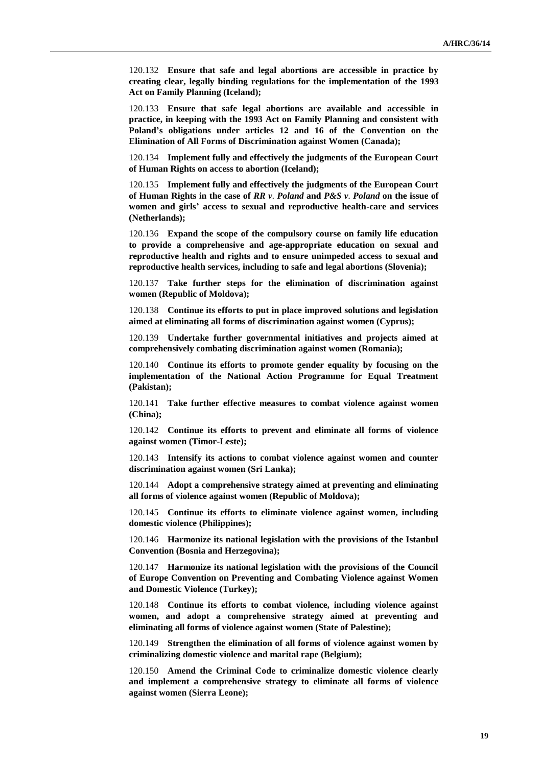120.132 **Ensure that safe and legal abortions are accessible in practice by creating clear, legally binding regulations for the implementation of the 1993 Act on Family Planning (Iceland);**

120.133 **Ensure that safe legal abortions are available and accessible in practice, in keeping with the 1993 Act on Family Planning and consistent with Poland's obligations under articles 12 and 16 of the Convention on the Elimination of All Forms of Discrimination against Women (Canada);**

120.134 **Implement fully and effectively the judgments of the European Court of Human Rights on access to abortion (Iceland);**

120.135 **Implement fully and effectively the judgments of the European Court of Human Rights in the case of *RR v. Poland* and *P&S v. Poland* on the issue of women and girls' access to sexual and reproductive health-care and services (Netherlands);**

120.136 **Expand the scope of the compulsory course on family life education to provide a comprehensive and age-appropriate education on sexual and reproductive health and rights and to ensure unimpeded access to sexual and reproductive health services, including to safe and legal abortions (Slovenia);**

120.137 **Take further steps for the elimination of discrimination against women (Republic of Moldova);**

120.138 **Continue its efforts to put in place improved solutions and legislation aimed at eliminating all forms of discrimination against women (Cyprus);**

120.139 **Undertake further governmental initiatives and projects aimed at comprehensively combating discrimination against women (Romania);**

120.140 **Continue its efforts to promote gender equality by focusing on the implementation of the National Action Programme for Equal Treatment (Pakistan);**

120.141 **Take further effective measures to combat violence against women (China);**

120.142 **Continue its efforts to prevent and eliminate all forms of violence against women (Timor-Leste);**

120.143 **Intensify its actions to combat violence against women and counter discrimination against women (Sri Lanka);**

120.144 **Adopt a comprehensive strategy aimed at preventing and eliminating all forms of violence against women (Republic of Moldova);**

120.145 **Continue its efforts to eliminate violence against women, including domestic violence (Philippines);**

120.146 **Harmonize its national legislation with the provisions of the Istanbul Convention (Bosnia and Herzegovina);**

120.147 **Harmonize its national legislation with the provisions of the Council of Europe Convention on Preventing and Combating Violence against Women and Domestic Violence (Turkey);**

120.148 **Continue its efforts to combat violence, including violence against women, and adopt a comprehensive strategy aimed at preventing and eliminating all forms of violence against women (State of Palestine);**

120.149 **Strengthen the elimination of all forms of violence against women by criminalizing domestic violence and marital rape (Belgium);**

120.150 **Amend the Criminal Code to criminalize domestic violence clearly and implement a comprehensive strategy to eliminate all forms of violence against women (Sierra Leone);**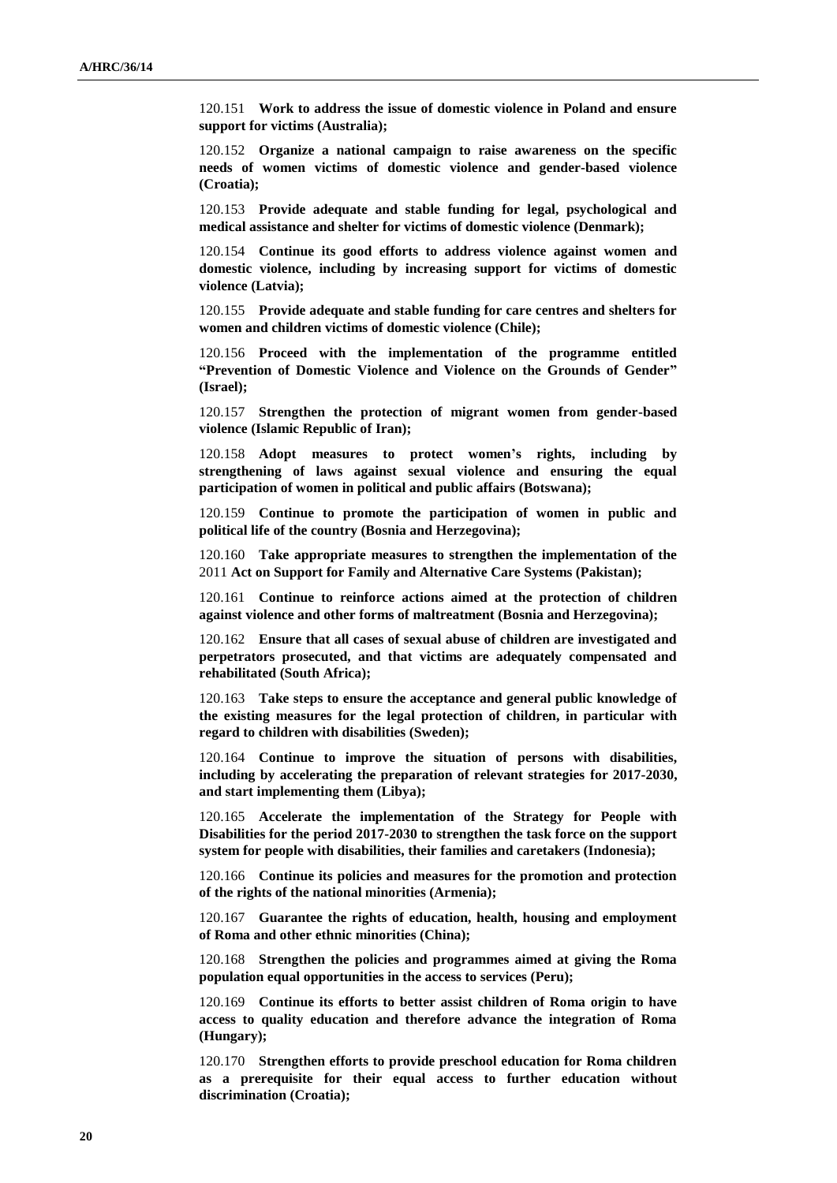120.151 **Work to address the issue of domestic violence in Poland and ensure support for victims (Australia);**

120.152 **Organize a national campaign to raise awareness on the specific needs of women victims of domestic violence and gender-based violence (Croatia);**

120.153 **Provide adequate and stable funding for legal, psychological and medical assistance and shelter for victims of domestic violence (Denmark);**

120.154 **Continue its good efforts to address violence against women and domestic violence, including by increasing support for victims of domestic violence (Latvia);**

120.155 **Provide adequate and stable funding for care centres and shelters for women and children victims of domestic violence (Chile);**

120.156 **Proceed with the implementation of the programme entitled "Prevention of Domestic Violence and Violence on the Grounds of Gender" (Israel);**

120.157 **Strengthen the protection of migrant women from gender-based violence (Islamic Republic of Iran);**

120.158 **Adopt measures to protect women's rights, including by strengthening of laws against sexual violence and ensuring the equal participation of women in political and public affairs (Botswana);**

120.159 **Continue to promote the participation of women in public and political life of the country (Bosnia and Herzegovina);**

120.160 **Take appropriate measures to strengthen the implementation of the** 2011 **Act on Support for Family and Alternative Care Systems (Pakistan);**

120.161 **Continue to reinforce actions aimed at the protection of children against violence and other forms of maltreatment (Bosnia and Herzegovina);**

120.162 **Ensure that all cases of sexual abuse of children are investigated and perpetrators prosecuted, and that victims are adequately compensated and rehabilitated (South Africa);**

120.163 **Take steps to ensure the acceptance and general public knowledge of the existing measures for the legal protection of children, in particular with regard to children with disabilities (Sweden);**

120.164 **Continue to improve the situation of persons with disabilities, including by accelerating the preparation of relevant strategies for 2017-2030, and start implementing them (Libya);**

120.165 **Accelerate the implementation of the Strategy for People with Disabilities for the period 2017-2030 to strengthen the task force on the support system for people with disabilities, their families and caretakers (Indonesia);**

120.166 **Continue its policies and measures for the promotion and protection of the rights of the national minorities (Armenia);**

120.167 **Guarantee the rights of education, health, housing and employment of Roma and other ethnic minorities (China);**

120.168 **Strengthen the policies and programmes aimed at giving the Roma population equal opportunities in the access to services (Peru);**

120.169 **Continue its efforts to better assist children of Roma origin to have access to quality education and therefore advance the integration of Roma (Hungary);**

120.170 **Strengthen efforts to provide preschool education for Roma children as a prerequisite for their equal access to further education without discrimination (Croatia);**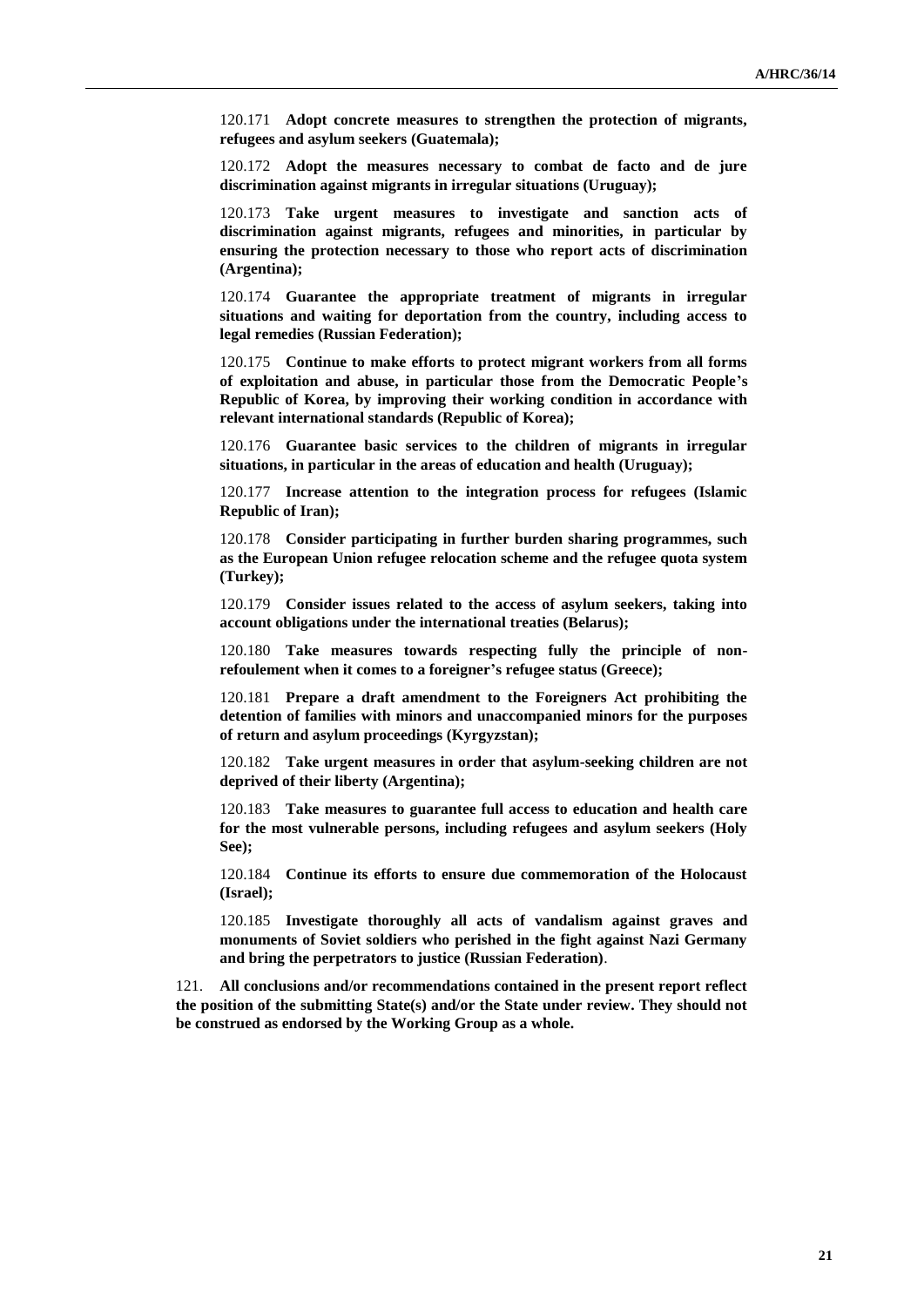120.171 **Adopt concrete measures to strengthen the protection of migrants, refugees and asylum seekers (Guatemala);**

120.172 **Adopt the measures necessary to combat de facto and de jure discrimination against migrants in irregular situations (Uruguay);**

120.173 **Take urgent measures to investigate and sanction acts of discrimination against migrants, refugees and minorities, in particular by ensuring the protection necessary to those who report acts of discrimination (Argentina);**

120.174 **Guarantee the appropriate treatment of migrants in irregular situations and waiting for deportation from the country, including access to legal remedies (Russian Federation);**

120.175 **Continue to make efforts to protect migrant workers from all forms of exploitation and abuse, in particular those from the Democratic People's Republic of Korea, by improving their working condition in accordance with relevant international standards (Republic of Korea);**

120.176 **Guarantee basic services to the children of migrants in irregular situations, in particular in the areas of education and health (Uruguay);**

120.177 **Increase attention to the integration process for refugees (Islamic Republic of Iran);**

120.178 **Consider participating in further burden sharing programmes, such as the European Union refugee relocation scheme and the refugee quota system (Turkey);**

120.179 **Consider issues related to the access of asylum seekers, taking into account obligations under the international treaties (Belarus);**

120.180 **Take measures towards respecting fully the principle of non-refoulement when it comes to a foreigner's refugee status (Greece);**

120.181 **Prepare a draft amendment to the Foreigners Act prohibiting the detention of families with minors and unaccompanied minors for the purposes of return and asylum proceedings (Kyrgyzstan);**

120.182 **Take urgent measures in order that asylum-seeking children are not deprived of their liberty (Argentina);**

120.183 **Take measures to guarantee full access to education and health care for the most vulnerable persons, including refugees and asylum seekers (Holy See);**

120.184 **Continue its efforts to ensure due commemoration of the Holocaust (Israel);**

120.185 **Investigate thoroughly all acts of vandalism against graves and monuments of Soviet soldiers who perished in the fight against Nazi Germany and bring the perpetrators to justice (Russian Federation)**.

121. **All conclusions and/or recommendations contained in the present report reflect the position of the submitting State(s) and/or the State under review. They should not be construed as endorsed by the Working Group as a whole.**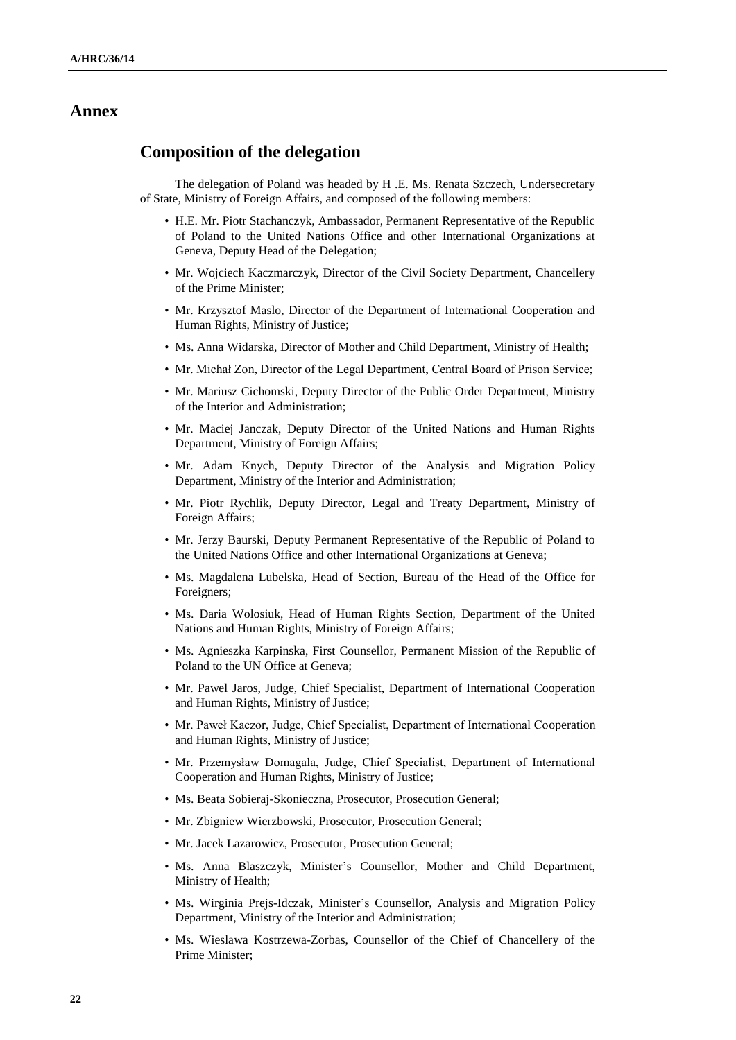# Annex

## Composition of the delegation

The delegation of Poland was headed by H .E. Ms. Renata Szczech, Undersecretary of State, Ministry of Foreign Affairs, and composed of the following members:

- H.E. Mr. Piotr Stachanczyk, Ambassador, Permanent Representative of the Republic of Poland to the United Nations Office and other International Organizations at Geneva, Deputy Head of the Delegation;
- Mr. Wojciech Kaczmarczyk, Director of the Civil Society Department, Chancellery of the Prime Minister;
- Mr. Krzysztof Maslo, Director of the Department of International Cooperation and Human Rights, Ministry of Justice;
- Ms. Anna Widarska, Director of Mother and Child Department, Ministry of Health;
- Mr. Michał Zon, Director of the Legal Department, Central Board of Prison Service;
- Mr. Mariusz Cichomski, Deputy Director of the Public Order Department, Ministry of the Interior and Administration;
- Mr. Maciej Janczak, Deputy Director of the United Nations and Human Rights Department, Ministry of Foreign Affairs;
- Mr. Adam Knych, Deputy Director of the Analysis and Migration Policy Department, Ministry of the Interior and Administration;
- Mr. Piotr Rychlik, Deputy Director, Legal and Treaty Department, Ministry of Foreign Affairs;
- Mr. Jerzy Baurski, Deputy Permanent Representative of the Republic of Poland to the United Nations Office and other International Organizations at Geneva;
- Ms. Magdalena Lubelska, Head of Section, Bureau of the Head of the Office for Foreigners;
- Ms. Daria Wolosiuk, Head of Human Rights Section, Department of the United Nations and Human Rights, Ministry of Foreign Affairs;
- Ms. Agnieszka Karpinska, First Counsellor, Permanent Mission of the Republic of Poland to the UN Office at Geneva;
- Mr. Pawel Jaros, Judge, Chief Specialist, Department of International Cooperation and Human Rights, Ministry of Justice;
- Mr. Paweł Kaczor, Judge, Chief Specialist, Department of International Cooperation and Human Rights, Ministry of Justice;
- Mr. Przemysław Domagala, Judge, Chief Specialist, Department of International Cooperation and Human Rights, Ministry of Justice;
- Ms. Beata Sobieraj-Skonieczna, Prosecutor, Prosecution General;
- Mr. Zbigniew Wierzbowski, Prosecutor, Prosecution General;
- Mr. Jacek Lazarowicz, Prosecutor, Prosecution General;
- Ms. Anna Blaszczyk, Minister's Counsellor, Mother and Child Department, Ministry of Health;
- Ms. Wirginia Prejs-Idczak, Minister's Counsellor, Analysis and Migration Policy Department, Ministry of the Interior and Administration;
- Ms. Wieslawa Kostrzewa-Zorbas, Counsellor of the Chief of Chancellery of the Prime Minister;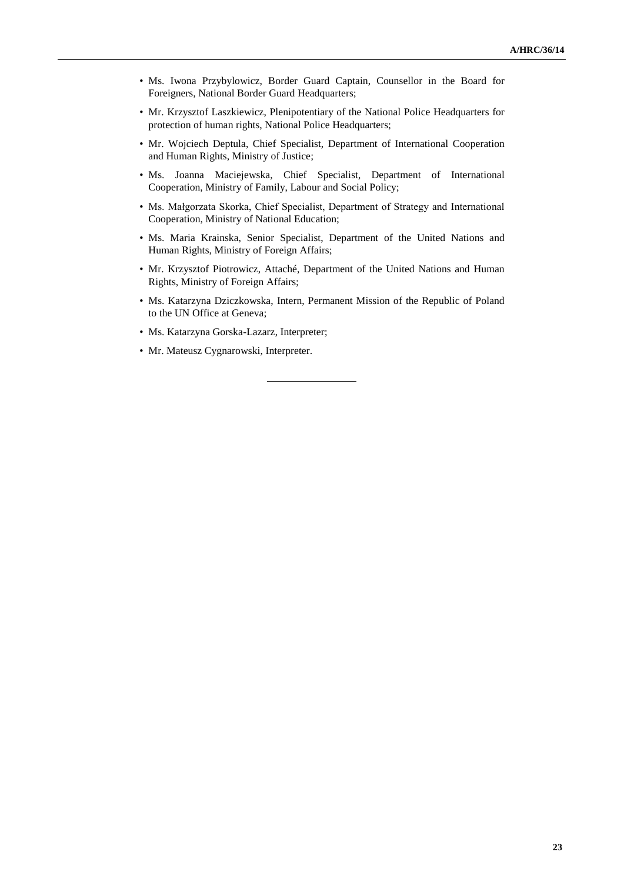- Ms. Iwona Przybylowicz, Border Guard Captain, Counsellor in the Board for Foreigners, National Border Guard Headquarters;
- Mr. Krzysztof Laszkiewicz, Plenipotentiary of the National Police Headquarters for protection of human rights, National Police Headquarters;
- Mr. Wojciech Deptula, Chief Specialist, Department of International Cooperation and Human Rights, Ministry of Justice;
- Ms. Joanna Maciejewska, Chief Specialist, Department of International Cooperation, Ministry of Family, Labour and Social Policy;
- Ms. Małgorzata Skorka, Chief Specialist, Department of Strategy and International Cooperation, Ministry of National Education;
- Ms. Maria Krainska, Senior Specialist, Department of the United Nations and Human Rights, Ministry of Foreign Affairs;
- Mr. Krzysztof Piotrowicz, Attaché, Department of the United Nations and Human Rights, Ministry of Foreign Affairs;
- Ms. Katarzyna Dziczkowska, Intern, Permanent Mission of the Republic of Poland to the UN Office at Geneva;
- Ms. Katarzyna Gorska-Lazarz, Interpreter;
- Mr. Mateusz Cygnarowski, Interpreter.